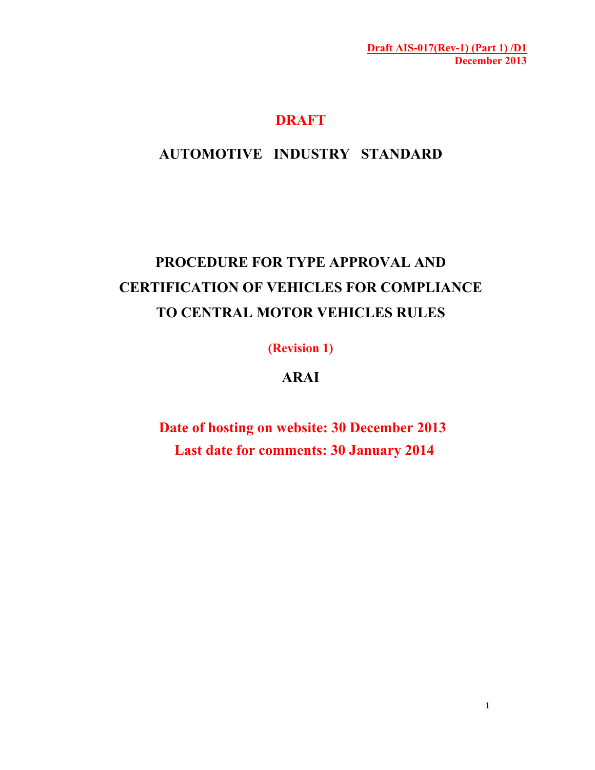**Draft AIS-017(Rev-1) (Part 1) /D1**
**December 2013**

# DRAFT

## AUTOMOTIVE INDUSTRY STANDARD

## PROCEDURE FOR TYPE APPROVAL AND CERTIFICATION OF VEHICLES FOR COMPLIANCE TO CENTRAL MOTOR VEHICLES RULES

**(Revision 1)**

**ARAI**

**Date of hosting on website: 30 December 2013**

**Last date for comments: 30 January 2014**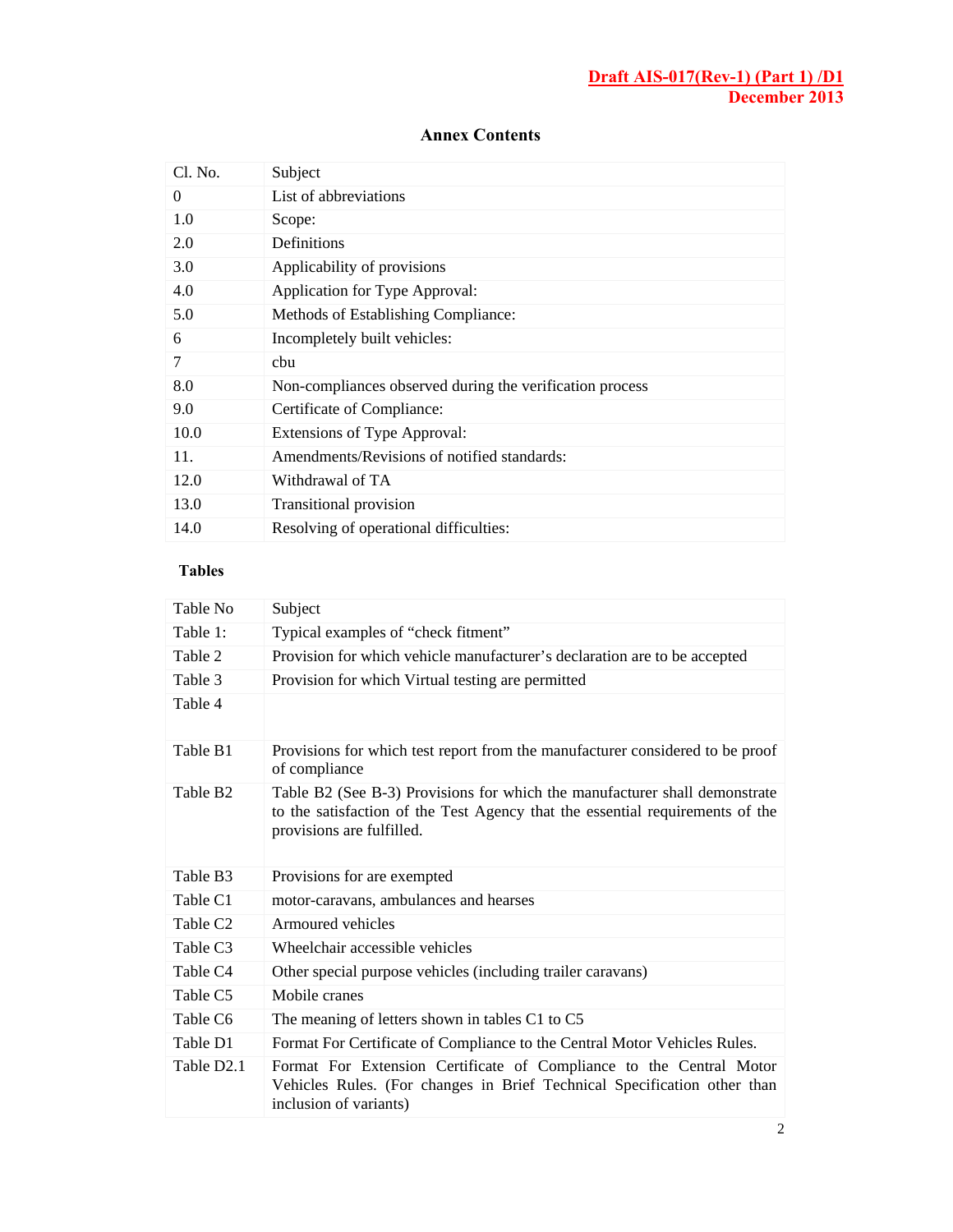## Annex Contents

| Cl. No. | Subject |
|---|---|
| 0 | List of abbreviations |
| 1.0 | Scope: |
| 2.0 | Definitions |
| 3.0 | Applicability of provisions |
| 4.0 | Application for Type Approval: |
| 5.0 | Methods of Establishing Compliance: |
| 6 | Incompletely built vehicles: |
| 7 | cbu |
| 8.0 | Non-compliances observed during the verification process |
| 9.0 | Certificate of Compliance: |
| 10.0 | Extensions of Type Approval: |
| 11. | Amendments/Revisions of notified standards: |
| 12.0 | Withdrawal of TA |
| 13.0 | Transitional provision |
| 14.0 | Resolving of operational difficulties: |

### Tables

| Table No | Subject |
|---|---|
| Table 1: | Typical examples of "check fitment" |
| Table 2 | Provision for which vehicle manufacturer's declaration are to be accepted |
| Table 3 | Provision for which Virtual testing are permitted |
| Table 4 | |
| Table B1 | Provisions for which test report from the manufacturer considered to be proof of compliance |
| Table B2 | Table B2 (See B-3) Provisions for which the manufacturer shall demonstrate to the satisfaction of the Test Agency that the essential requirements of the provisions are fulfilled. |
| Table B3 | Provisions for are exempted |
| Table C1 | motor-caravans, ambulances and hearses |
| Table C2 | Armoured vehicles |
| Table C3 | Wheelchair accessible vehicles |
| Table C4 | Other special purpose vehicles (including trailer caravans) |
| Table C5 | Mobile cranes |
| Table C6 | The meaning of letters shown in tables C1 to C5 |
| Table D1 | Format For Certificate of Compliance to the Central Motor Vehicles Rules. |
| Table D2.1 | Format For Extension Certificate of Compliance to the Central Motor Vehicles Rules. (For changes in Brief Technical Specification other than inclusion of variants) |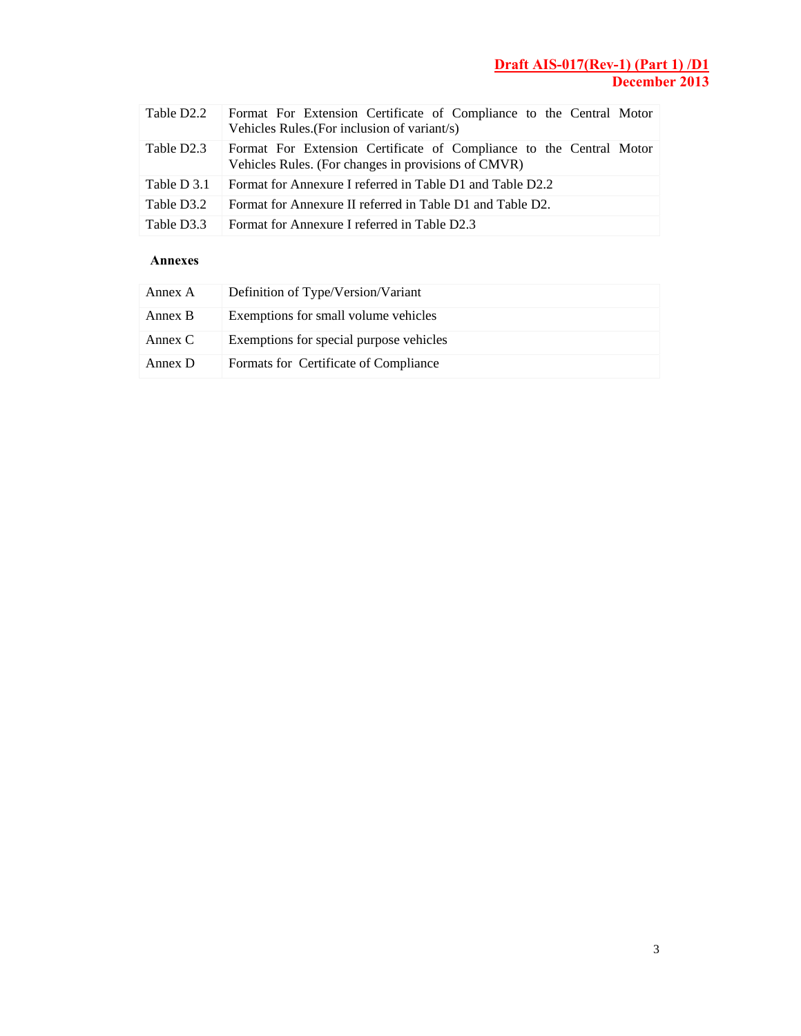| | |
|---|---|
| Table D2.2 | Format For Extension Certificate of Compliance to the Central Motor Vehicles Rules.(For inclusion of variant/s) |
| Table D2.3 | Format For Extension Certificate of Compliance to the Central Motor Vehicles Rules. (For changes in provisions of CMVR) |
| Table D 3.1 | Format for Annexure I referred in Table D1 and Table D2.2 |
| Table D3.2 | Format for Annexure II referred in Table D1 and Table D2. |
| Table D3.3 | Format for Annexure I referred in Table D2.3 |

**Annexes**

| | |
|---|---|
| Annex A | Definition of Type/Version/Variant |
| Annex B | Exemptions for small volume vehicles |
| Annex C | Exemptions for special purpose vehicles |
| Annex D | Formats for Certificate of Compliance |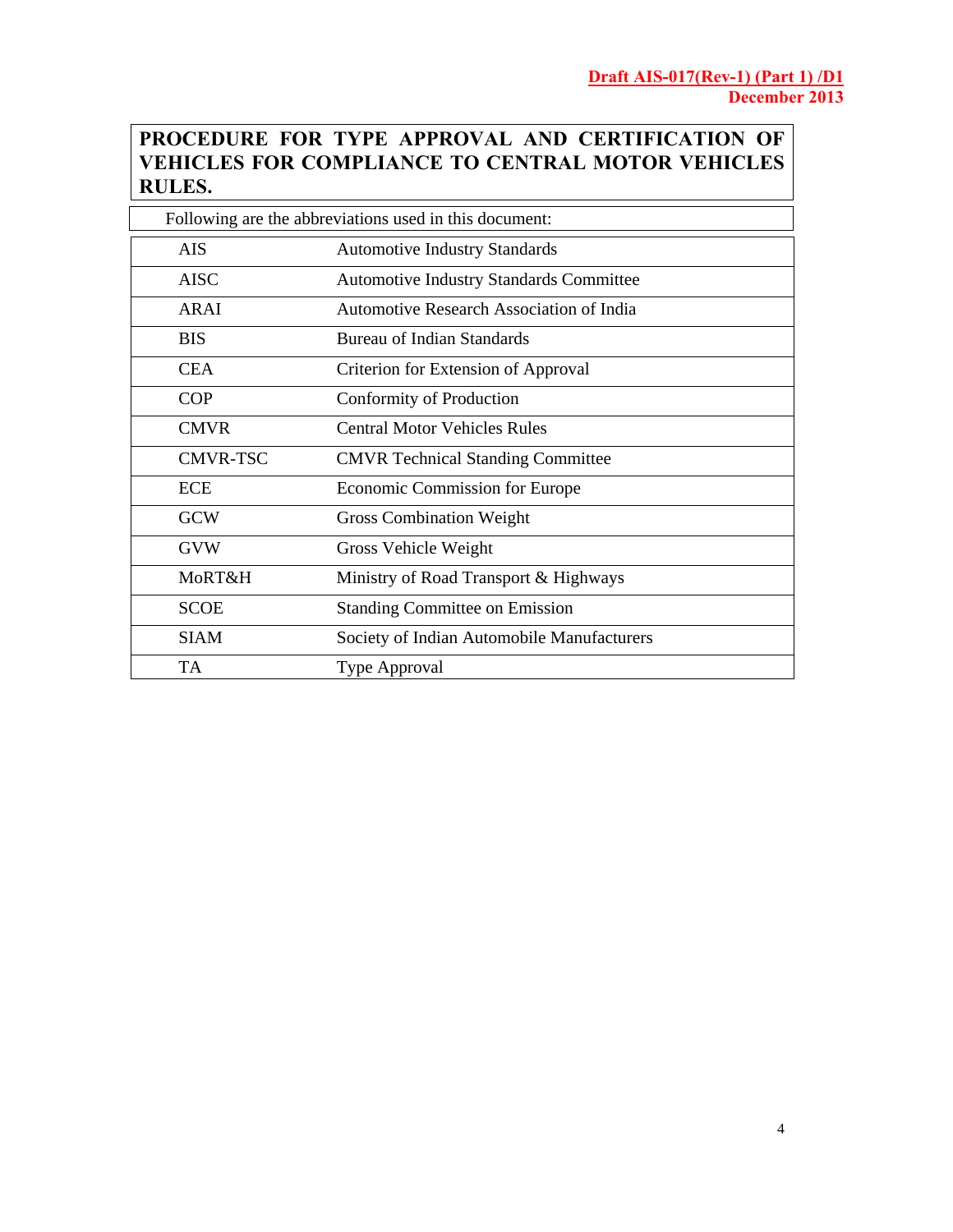# PROCEDURE FOR TYPE APPROVAL AND CERTIFICATION OF VEHICLES FOR COMPLIANCE TO CENTRAL MOTOR VEHICLES RULES.

Following are the abbreviations used in this document:

| | |
|---|---|
| AIS | Automotive Industry Standards |
| AISC | Automotive Industry Standards Committee |
| ARAI | Automotive Research Association of India |
| BIS | Bureau of Indian Standards |
| CEA | Criterion for Extension of Approval |
| COP | Conformity of Production |
| CMVR | Central Motor Vehicles Rules |
| CMVR-TSC | CMVR Technical Standing Committee |
| ECE | Economic Commission for Europe |
| GCW | Gross Combination Weight |
| GVW | Gross Vehicle Weight |
| MoRT&H | Ministry of Road Transport & Highways |
| SCOE | Standing Committee on Emission |
| SIAM | Society of Indian Automobile Manufacturers |
| TA | Type Approval |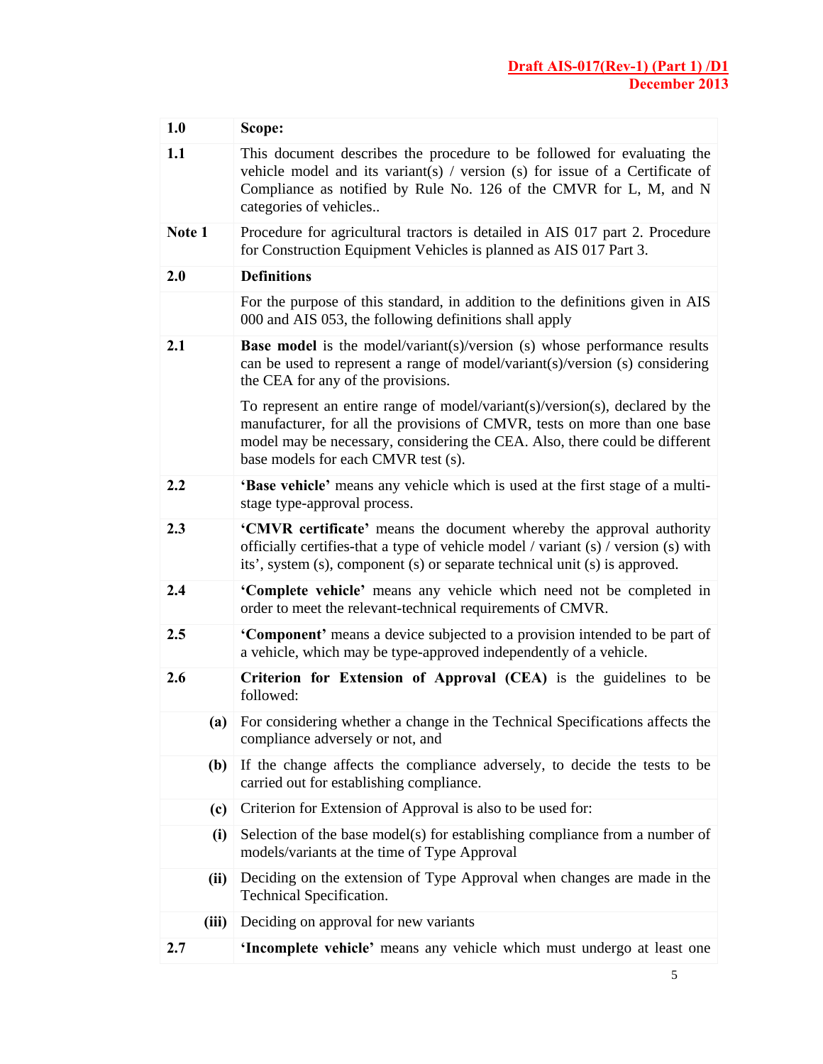| | |
|---|---|
| **1.0** | **Scope:** |
| **1.1** | This document describes the procedure to be followed for evaluating the vehicle model and its variant(s) / version (s) for issue of a Certificate of Compliance as notified by Rule No. 126 of the CMVR for L, M, and N categories of vehicles.. |
| **Note 1** | Procedure for agricultural tractors is detailed in AIS 017 part 2. Procedure for Construction Equipment Vehicles is planned as AIS 017 Part 3. |
| **2.0** | **Definitions** |
| | For the purpose of this standard, in addition to the definitions given in AIS 000 and AIS 053, the following definitions shall apply |
| **2.1** | **Base model** is the model/variant(s)/version (s) whose performance results can be used to represent a range of model/variant(s)/version (s) considering the CEA for any of the provisions.<br><br>To represent an entire range of model/variant(s)/version(s), declared by the manufacturer, for all the provisions of CMVR, tests on more than one base model may be necessary, considering the CEA. Also, there could be different base models for each CMVR test (s). |
| **2.2** | **'Base vehicle'** means any vehicle which is used at the first stage of a multi-stage type-approval process. |
| **2.3** | **'CMVR certificate'** means the document whereby the approval authority officially certifies-that a type of vehicle model / variant (s) / version (s) with its', system (s), component (s) or separate technical unit (s) is approved. |
| **2.4** | **'Complete vehicle'** means any vehicle which need not be completed in order to meet the relevant-technical requirements of CMVR. |
| **2.5** | **'Component'** means a device subjected to a provision intended to be part of a vehicle, which may be type-approved independently of a vehicle. |
| **2.6** | **Criterion for Extension of Approval (CEA)** is the guidelines to be followed: |
| **(a)** | For considering whether a change in the Technical Specifications affects the compliance adversely or not, and |
| **(b)** | If the change affects the compliance adversely, to decide the tests to be carried out for establishing compliance. |
| **(c)** | Criterion for Extension of Approval is also to be used for: |
| **(i)** | Selection of the base model(s) for establishing compliance from a number of models/variants at the time of Type Approval |
| **(ii)** | Deciding on the extension of Type Approval when changes are made in the Technical Specification. |
| **(iii)** | Deciding on approval for new variants |
| **2.7** | **'Incomplete vehicle'** means any vehicle which must undergo at least one |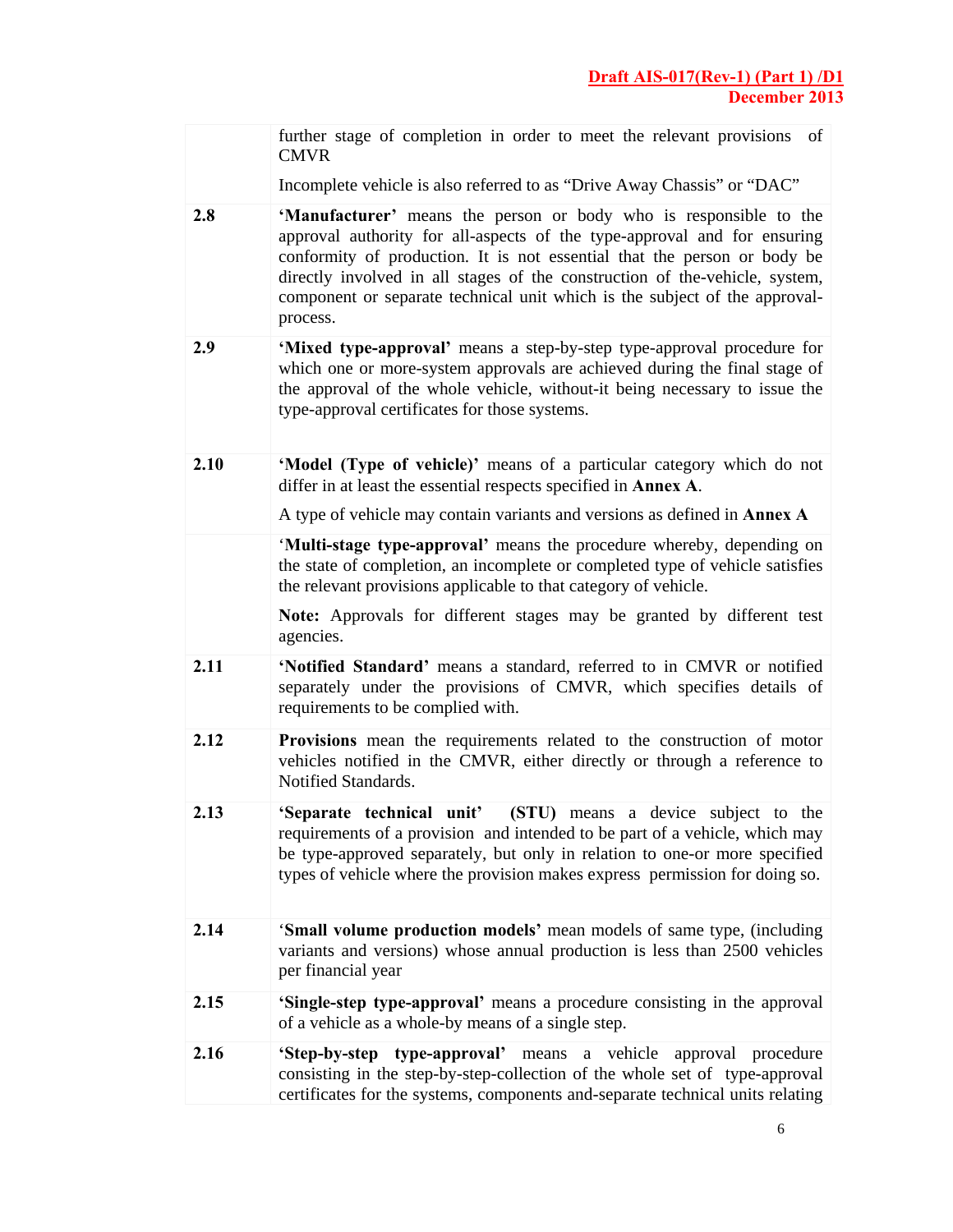| | |
|---|---|
| | further stage of completion in order to meet the relevant provisions of CMVR<br><br>Incomplete vehicle is also referred to as “Drive Away Chassis” or “DAC” |
| **2.8** | **‘Manufacturer’** means the person or body who is responsible to the approval authority for all-aspects of the type-approval and for ensuring conformity of production. It is not essential that the person or body be directly involved in all stages of the construction of the-vehicle, system, component or separate technical unit which is the subject of the approval-process. |
| **2.9** | **‘Mixed type-approval’** means a step-by-step type-approval procedure for which one or more-system approvals are achieved during the final stage of the approval of the whole vehicle, without-it being necessary to issue the type-approval certificates for those systems. |
| **2.10** | **‘Model (Type of vehicle)’** means of a particular category which do not differ in at least the essential respects specified in **Annex A**.<br><br>A type of vehicle may contain variants and versions as defined in **Annex A** |
| | ‘**Multi-stage type-approval’** means the procedure whereby, depending on the state of completion, an incomplete or completed type of vehicle satisfies the relevant provisions applicable to that category of vehicle.<br><br>**Note:** Approvals for different stages may be granted by different test agencies. |
| **2.11** | **‘Notified Standard’** means a standard, referred to in CMVR or notified separately under the provisions of CMVR, which specifies details of requirements to be complied with. |
| **2.12** | **Provisions** mean the requirements related to the construction of motor vehicles notified in the CMVR, either directly or through a reference to Notified Standards. |
| **2.13** | **‘Separate technical unit’ (STU)** means a device subject to the requirements of a provision and intended to be part of a vehicle, which may be type-approved separately, but only in relation to one-or more specified types of vehicle where the provision makes express permission for doing so. |
| **2.14** | ‘**Small volume production models’** mean models of same type, (including variants and versions) whose annual production is less than 2500 vehicles per financial year |
| **2.15** | **‘Single-step type-approval’** means a procedure consisting in the approval of a vehicle as a whole-by means of a single step. |
| **2.16** | **‘Step-by-step type-approval’** means a vehicle approval procedure consisting in the step-by-step-collection of the whole set of type-approval certificates for the systems, components and-separate technical units relating |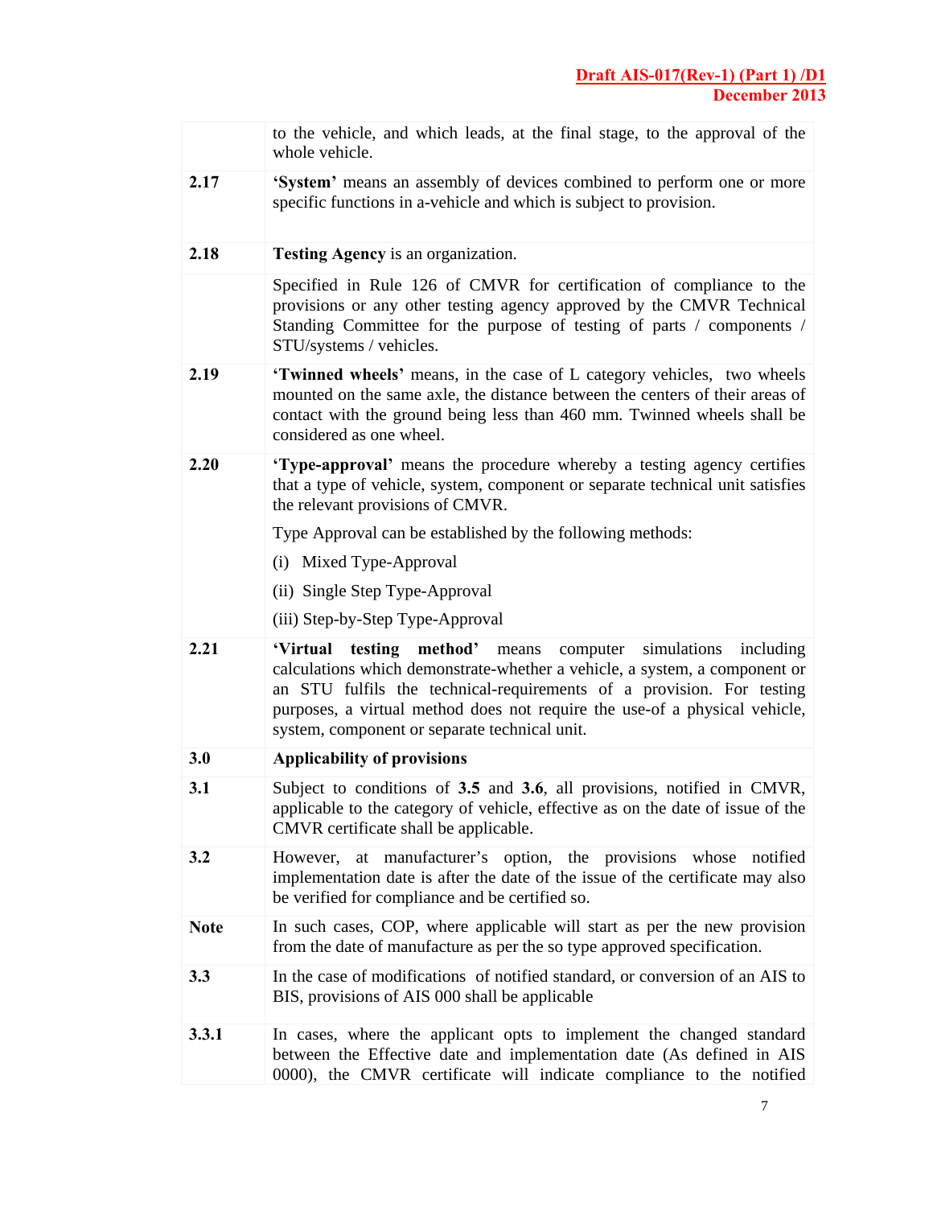| | |
|---|---|
| | to the vehicle, and which leads, at the final stage, to the approval of the whole vehicle. |
| **2.17** | **'System'** means an assembly of devices combined to perform one or more specific functions in a-vehicle and which is subject to provision. |
| **2.18** | **Testing Agency** is an organization. |
| | Specified in Rule 126 of CMVR for certification of compliance to the provisions or any other testing agency approved by the CMVR Technical Standing Committee for the purpose of testing of parts / components / STU/systems / vehicles. |
| **2.19** | **'Twinned wheels'** means, in the case of L category vehicles, two wheels mounted on the same axle, the distance between the centers of their areas of contact with the ground being less than 460 mm. Twinned wheels shall be considered as one wheel. |
| **2.20** | **'Type-approval'** means the procedure whereby a testing agency certifies that a type of vehicle, system, component or separate technical unit satisfies the relevant provisions of CMVR.<br><br>Type Approval can be established by the following methods:<br><br>(i) Mixed Type-Approval<br><br>(ii) Single Step Type-Approval<br><br>(iii) Step-by-Step Type-Approval |
| **2.21** | **'Virtual testing method'** means computer simulations including calculations which demonstrate-whether a vehicle, a system, a component or an STU fulfils the technical-requirements of a provision. For testing purposes, a virtual method does not require the use-of a physical vehicle, system, component or separate technical unit. |
| **3.0** | **Applicability of provisions** |
| **3.1** | Subject to conditions of **3.5** and **3.6**, all provisions, notified in CMVR, applicable to the category of vehicle, effective as on the date of issue of the CMVR certificate shall be applicable. |
| **3.2** | However, at manufacturer's option, the provisions whose notified implementation date is after the date of the issue of the certificate may also be verified for compliance and be certified so. |
| **Note** | In such cases, COP, where applicable will start as per the new provision from the date of manufacture as per the so type approved specification. |
| **3.3** | In the case of modifications of notified standard, or conversion of an AIS to BIS, provisions of AIS 000 shall be applicable |
| **3.3.1** | In cases, where the applicant opts to implement the changed standard between the Effective date and implementation date (As defined in AIS 0000), the CMVR certificate will indicate compliance to the notified |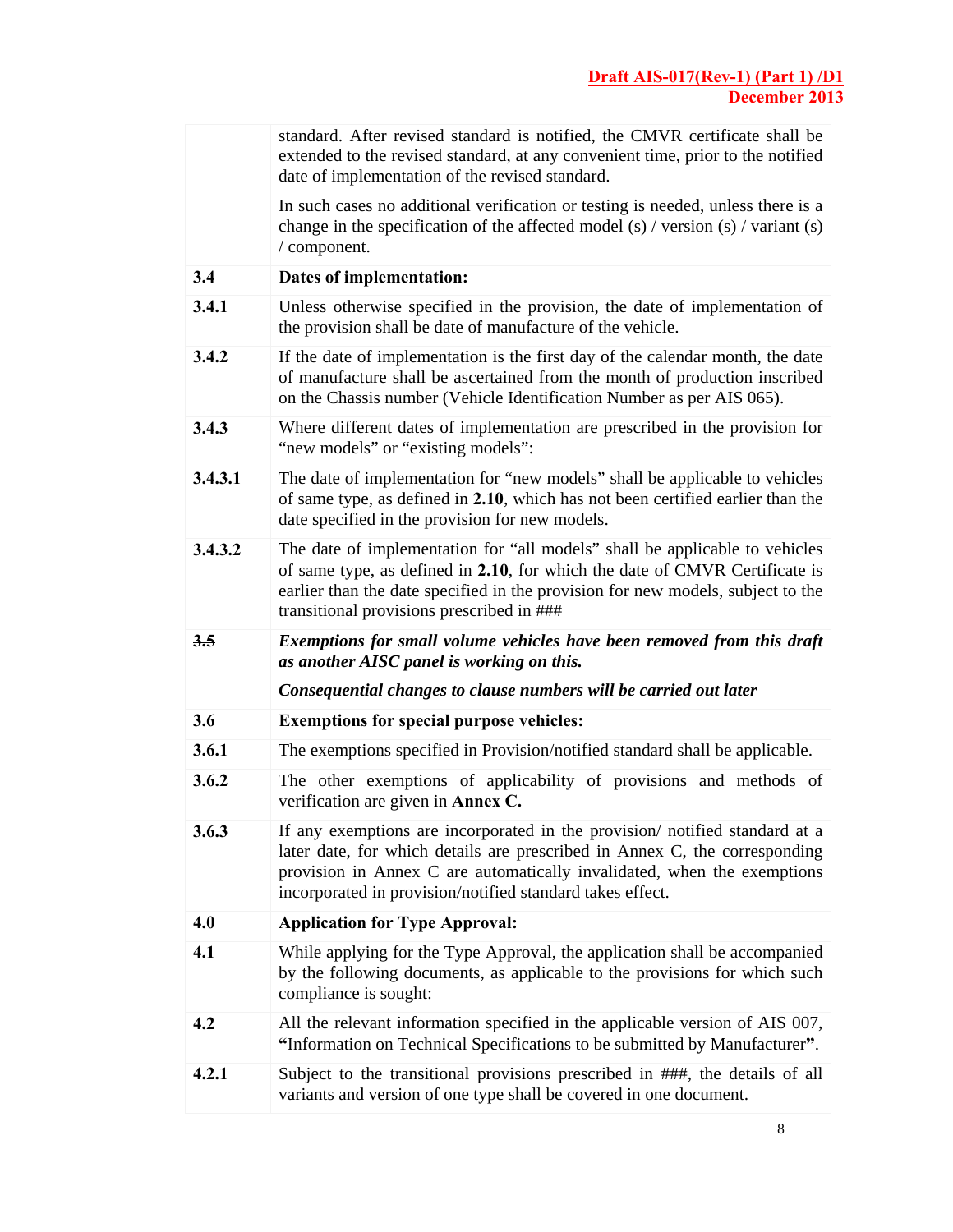| | |
|---|---|
| | standard. After revised standard is notified, the CMVR certificate shall be extended to the revised standard, at any convenient time, prior to the notified date of implementation of the revised standard.<br><br>In such cases no additional verification or testing is needed, unless there is a change in the specification of the affected model (s) / version (s) / variant (s) / component. |
| **3.4** | **Dates of implementation:** |
| **3.4.1** | Unless otherwise specified in the provision, the date of implementation of the provision shall be date of manufacture of the vehicle. |
| **3.4.2** | If the date of implementation is the first day of the calendar month, the date of manufacture shall be ascertained from the month of production inscribed on the Chassis number (Vehicle Identification Number as per AIS 065). |
| **3.4.3** | Where different dates of implementation are prescribed in the provision for "new models" or "existing models": |
| **3.4.3.1** | The date of implementation for "new models" shall be applicable to vehicles of same type, as defined in **2.10**, which has not been certified earlier than the date specified in the provision for new models. |
| **3.4.3.2** | The date of implementation for "all models" shall be applicable to vehicles of same type, as defined in **2.10**, for which the date of CMVR Certificate is earlier than the date specified in the provision for new models, subject to the transitional provisions prescribed in ### |
| ~~**3.5**~~ | ***Exemptions for small volume vehicles have been removed from this draft as another AISC panel is working on this.***<br><br>***Consequential changes to clause numbers will be carried out later*** |
| **3.6** | **Exemptions for special purpose vehicles:** |
| **3.6.1** | The exemptions specified in Provision/notified standard shall be applicable. |
| **3.6.2** | The other exemptions of applicability of provisions and methods of verification are given in **Annex C.** |
| **3.6.3** | If any exemptions are incorporated in the provision/ notified standard at a later date, for which details are prescribed in Annex C, the corresponding provision in Annex C are automatically invalidated, when the exemptions incorporated in provision/notified standard takes effect. |
| **4.0** | **Application for Type Approval:** |
| **4.1** | While applying for the Type Approval, the application shall be accompanied by the following documents, as applicable to the provisions for which such compliance is sought: |
| **4.2** | All the relevant information specified in the applicable version of AIS 007, **"**Information on Technical Specifications to be submitted by Manufacturer**"**. |
| **4.2.1** | Subject to the transitional provisions prescribed in ###, the details of all variants and version of one type shall be covered in one document. |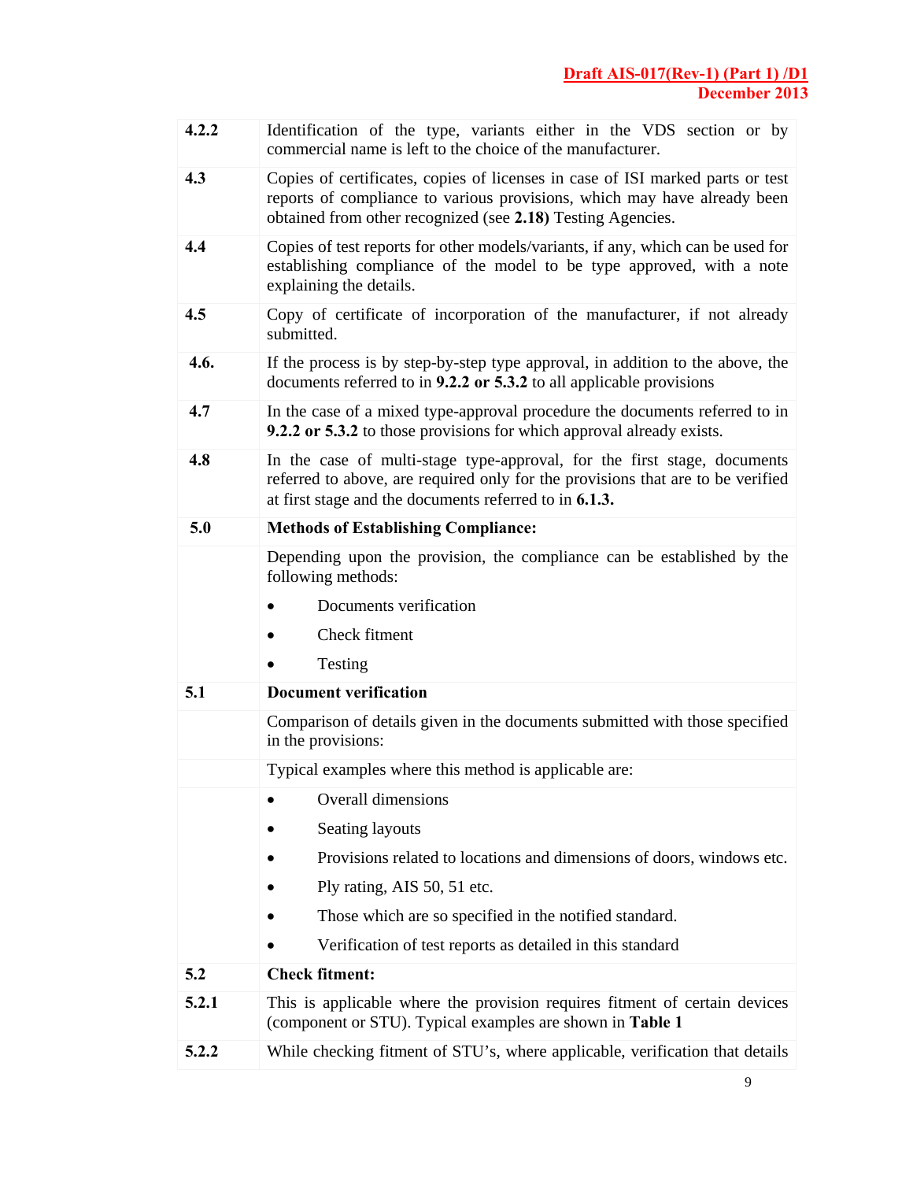| | |
|---|---|
| **4.2.2** | Identification of the type, variants either in the VDS section or by commercial name is left to the choice of the manufacturer. |
| **4.3** | Copies of certificates, copies of licenses in case of ISI marked parts or test reports of compliance to various provisions, which may have already been obtained from other recognized (see **2.18)** Testing Agencies. |
| **4.4** | Copies of test reports for other models/variants, if any, which can be used for establishing compliance of the model to be type approved, with a note explaining the details. |
| **4.5** | Copy of certificate of incorporation of the manufacturer, if not already submitted. |
| **4.6.** | If the process is by step-by-step type approval, in addition to the above, the documents referred to in **9.2.2 or 5.3.2** to all applicable provisions |
| **4.7** | In the case of a mixed type-approval procedure the documents referred to in **9.2.2 or 5.3.2** to those provisions for which approval already exists. |
| **4.8** | In the case of multi-stage type-approval, for the first stage, documents referred to above, are required only for the provisions that are to be verified at first stage and the documents referred to in **6.1.3.** |
| **5.0** | **Methods of Establishing Compliance:** |
| | Depending upon the provision, the compliance can be established by the following methods:<br>• Documents verification<br>• Check fitment<br>• Testing |
| **5.1** | **Document verification** |
| | Comparison of details given in the documents submitted with those specified in the provisions: |
| | Typical examples where this method is applicable are: |
| | • Overall dimensions<br>• Seating layouts<br>• Provisions related to locations and dimensions of doors, windows etc.<br>• Ply rating, AIS 50, 51 etc.<br>• Those which are so specified in the notified standard.<br>• Verification of test reports as detailed in this standard |
| **5.2** | **Check fitment:** |
| **5.2.1** | This is applicable where the provision requires fitment of certain devices (component or STU). Typical examples are shown in **Table 1** |
| **5.2.2** | While checking fitment of STU's, where applicable, verification that details |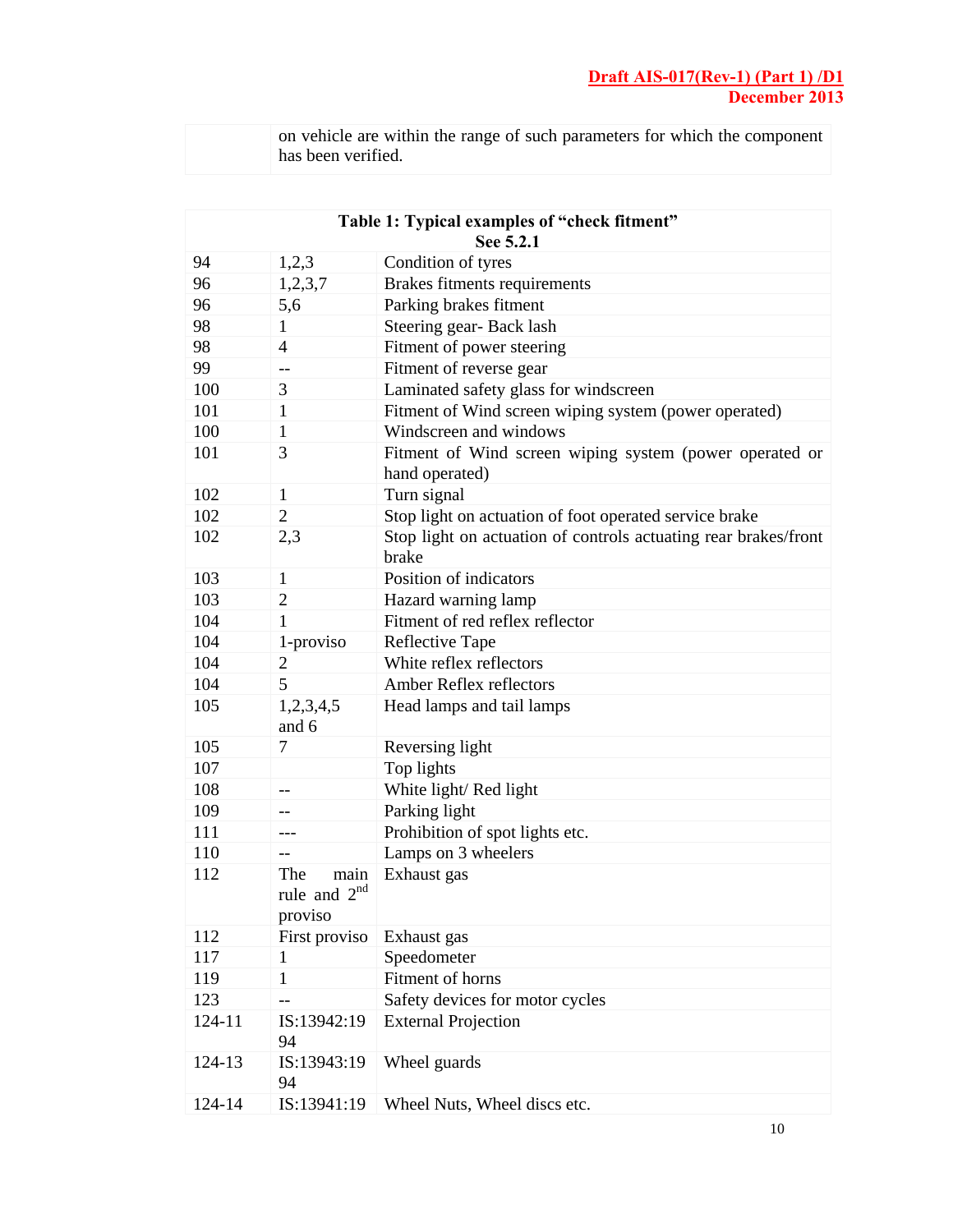| | on vehicle are within the range of such parameters for which the component has been verified. |
|---|---|

**Table 1: Typical examples of "check fitment"**
**See 5.2.1**

| | | |
|---|---|---|
| 94 | 1,2,3 | Condition of tyres |
| 96 | 1,2,3,7 | Brakes fitments requirements |
| 96 | 5,6 | Parking brakes fitment |
| 98 | 1 | Steering gear- Back lash |
| 98 | 4 | Fitment of power steering |
| 99 | -- | Fitment of reverse gear |
| 100 | 3 | Laminated safety glass for windscreen |
| 101 | 1 | Fitment of Wind screen wiping system (power operated) |
| 100 | 1 | Windscreen and windows |
| 101 | 3 | Fitment of Wind screen wiping system (power operated or hand operated) |
| 102 | 1 | Turn signal |
| 102 | 2 | Stop light on actuation of foot operated service brake |
| 102 | 2,3 | Stop light on actuation of controls actuating rear brakes/front brake |
| 103 | 1 | Position of indicators |
| 103 | 2 | Hazard warning lamp |
| 104 | 1 | Fitment of red reflex reflector |
| 104 | 1-proviso | Reflective Tape |
| 104 | 2 | White reflex reflectors |
| 104 | 5 | Amber Reflex reflectors |
| 105 | 1,2,3,4,5 and 6 | Head lamps and tail lamps |
| 105 | 7 | Reversing light |
| 107 | | Top lights |
| 108 | -- | White light/ Red light |
| 109 | -- | Parking light |
| 111 | --- | Prohibition of spot lights etc. |
| 110 | -- | Lamps on 3 wheelers |
| 112 | The main rule and 2nd proviso | Exhaust gas |
| 112 | First proviso | Exhaust gas |
| 117 | 1 | Speedometer |
| 119 | 1 | Fitment of horns |
| 123 | -- | Safety devices for motor cycles |
| 124-11 | IS:13942:1994 | External Projection |
| 124-13 | IS:13943:1994 | Wheel guards |
| 124-14 | IS:13941:19 | Wheel Nuts, Wheel discs etc. |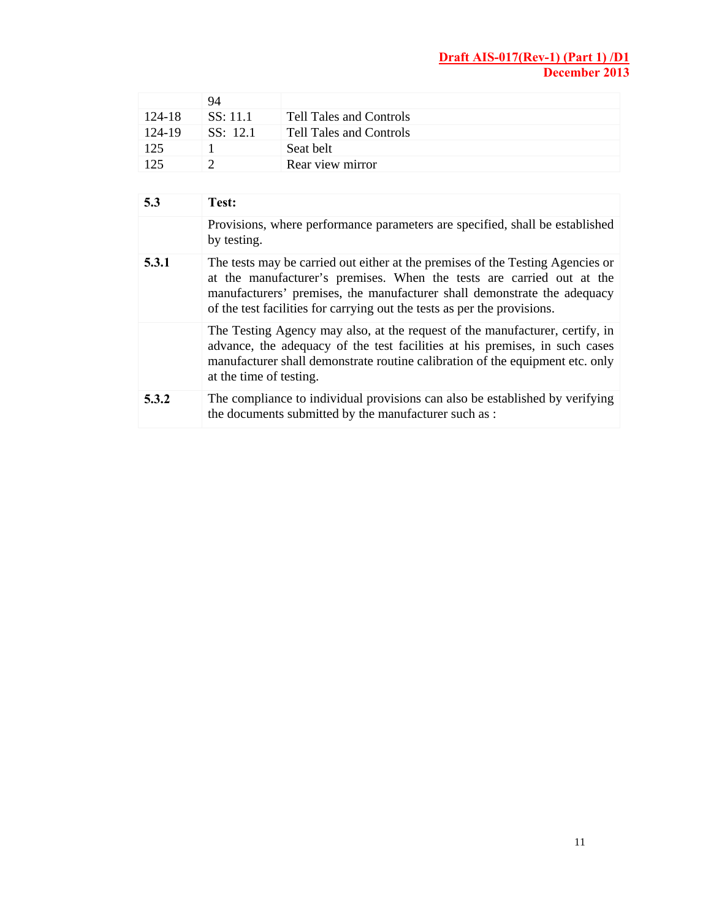| | | |
|---|---|---|
| | 94 | |
| 124-18 | SS: 11.1 | Tell Tales and Controls |
| 124-19 | SS: 12.1 | Tell Tales and Controls |
| 125 | 1 | Seat belt |
| 125 | 2 | Rear view mirror |

| | |
|---|---|
| **5.3** | **Test:** |
| | Provisions, where performance parameters are specified, shall be established by testing. |
| **5.3.1** | The tests may be carried out either at the premises of the Testing Agencies or at the manufacturer's premises. When the tests are carried out at the manufacturers' premises, the manufacturer shall demonstrate the adequacy of the test facilities for carrying out the tests as per the provisions. |
| | The Testing Agency may also, at the request of the manufacturer, certify, in advance, the adequacy of the test facilities at his premises, in such cases manufacturer shall demonstrate routine calibration of the equipment etc. only at the time of testing. |
| **5.3.2** | The compliance to individual provisions can also be established by verifying the documents submitted by the manufacturer such as : |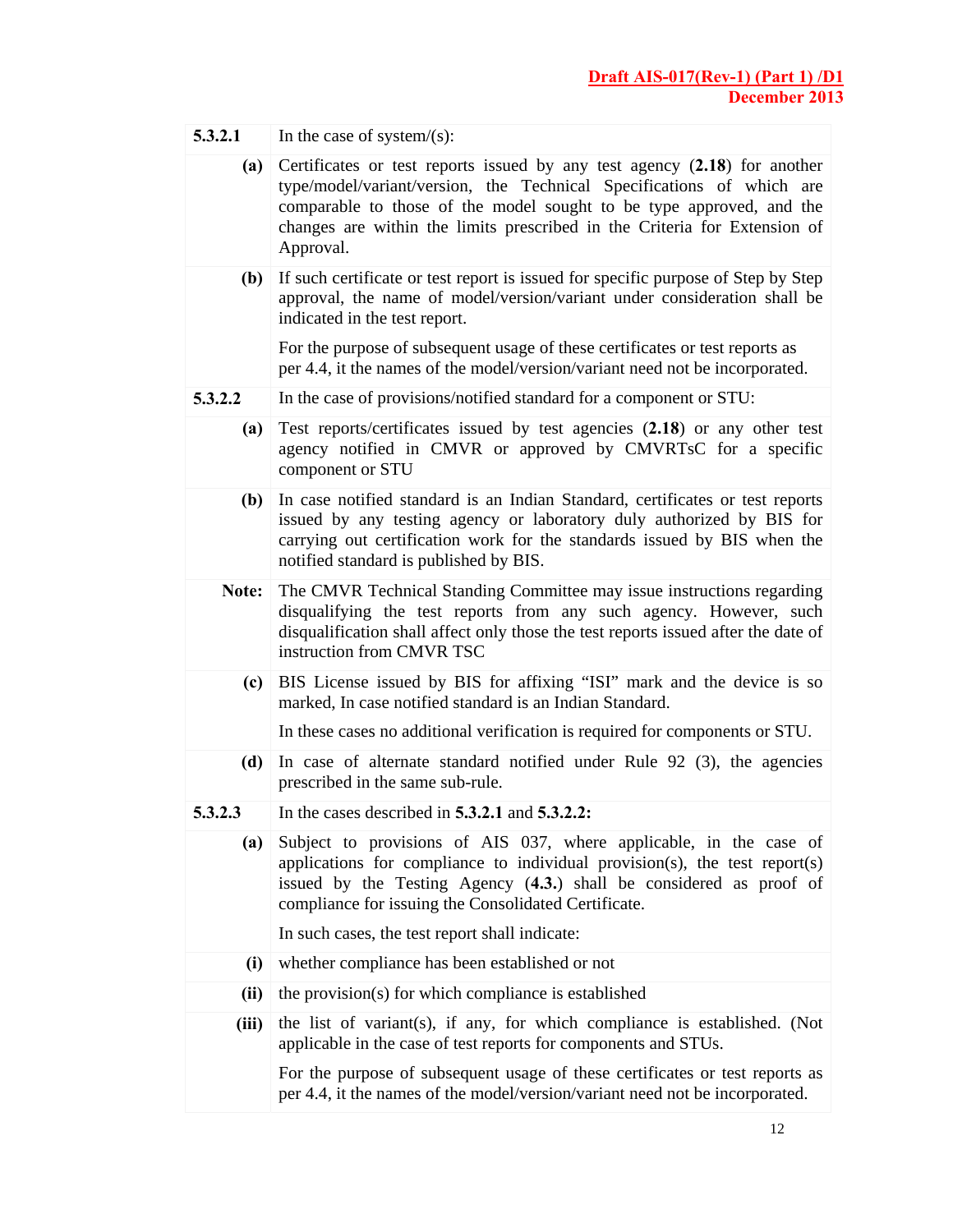| | |
|---|---|
| **5.3.2.1** | In the case of system/(s): |
| **(a)** | Certificates or test reports issued by any test agency (**2.18**) for another type/model/variant/version, the Technical Specifications of which are comparable to those of the model sought to be type approved, and the changes are within the limits prescribed in the Criteria for Extension of Approval. |
| **(b)** | If such certificate or test report is issued for specific purpose of Step by Step approval, the name of model/version/variant under consideration shall be indicated in the test report.<br><br>For the purpose of subsequent usage of these certificates or test reports as per 4.4, it the names of the model/version/variant need not be incorporated. |
| **5.3.2.2** | In the case of provisions/notified standard for a component or STU: |
| **(a)** | Test reports/certificates issued by test agencies (**2.18**) or any other test agency notified in CMVR or approved by CMVRTsC for a specific component or STU |
| **(b)** | In case notified standard is an Indian Standard, certificates or test reports issued by any testing agency or laboratory duly authorized by BIS for carrying out certification work for the standards issued by BIS when the notified standard is published by BIS. |
| **Note:** | The CMVR Technical Standing Committee may issue instructions regarding disqualifying the test reports from any such agency. However, such disqualification shall affect only those the test reports issued after the date of instruction from CMVR TSC |
| **(c)** | BIS License issued by BIS for affixing "ISI" mark and the device is so marked, In case notified standard is an Indian Standard.<br><br>In these cases no additional verification is required for components or STU. |
| **(d)** | In case of alternate standard notified under Rule 92 (3), the agencies prescribed in the same sub-rule. |
| **5.3.2.3** | In the cases described in **5.3.2.1** and **5.3.2.2:** |
| **(a)** | Subject to provisions of AIS 037, where applicable, in the case of applications for compliance to individual provision(s), the test report(s) issued by the Testing Agency (**4.3.**) shall be considered as proof of compliance for issuing the Consolidated Certificate.<br><br>In such cases, the test report shall indicate: |
| **(i)** | whether compliance has been established or not |
| **(ii)** | the provision(s) for which compliance is established |
| **(iii)** | the list of variant(s), if any, for which compliance is established. (Not applicable in the case of test reports for components and STUs.<br><br>For the purpose of subsequent usage of these certificates or test reports as per 4.4, it the names of the model/version/variant need not be incorporated. |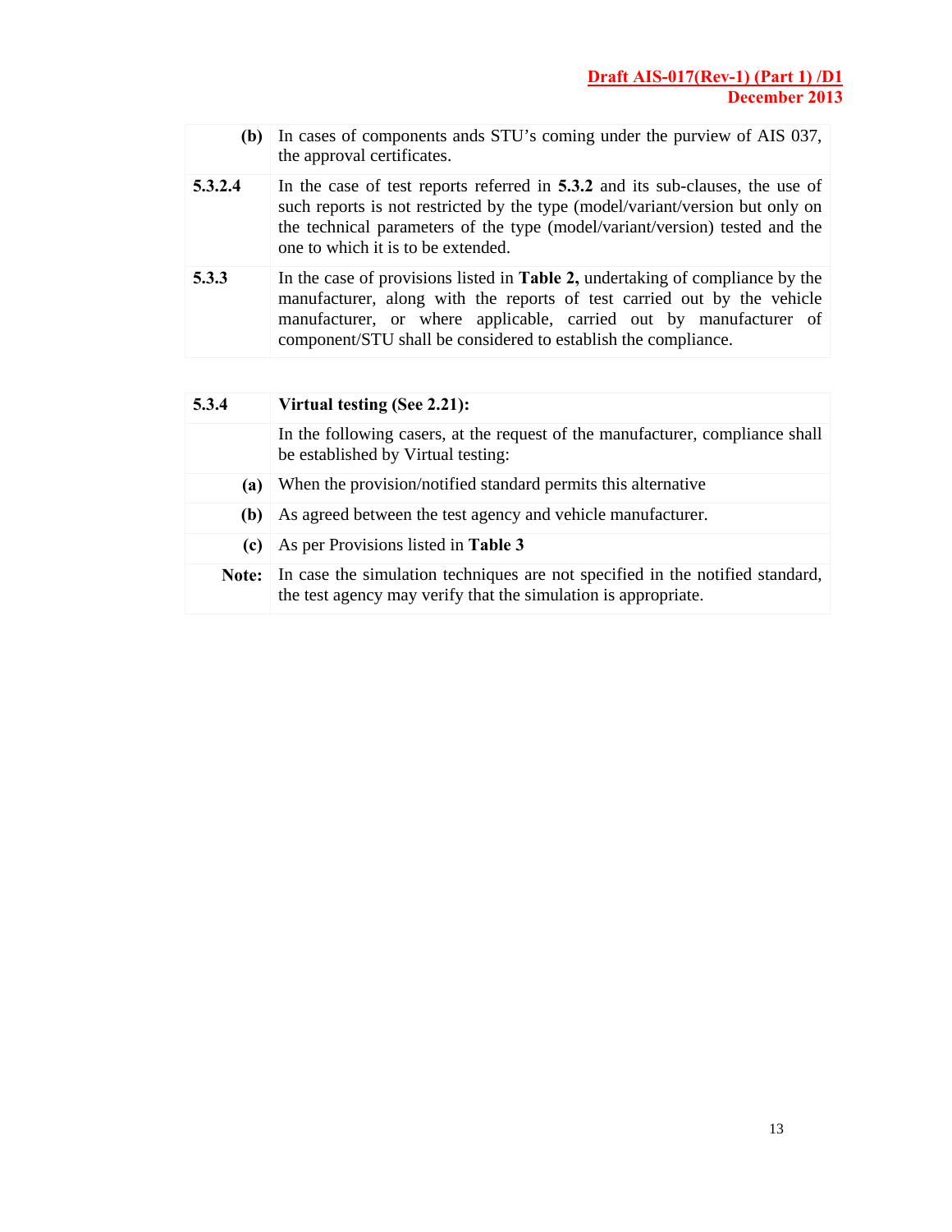| | |
|---|---|
| **(b)** | In cases of components ands STU's coming under the purview of AIS 037, the approval certificates. |
| **5.3.2.4** | In the case of test reports referred in **5.3.2** and its sub-clauses, the use of such reports is not restricted by the type (model/variant/version but only on the technical parameters of the type (model/variant/version) tested and the one to which it is to be extended. |
| **5.3.3** | In the case of provisions listed in **Table 2,** undertaking of compliance by the manufacturer, along with the reports of test carried out by the vehicle manufacturer, or where applicable, carried out by manufacturer of component/STU shall be considered to establish the compliance. |

| | |
|---|---|
| **5.3.4** | **Virtual testing (See 2.21):** |
| | In the following casers, at the request of the manufacturer, compliance shall be established by Virtual testing: |
| **(a)** | When the provision/notified standard permits this alternative |
| **(b)** | As agreed between the test agency and vehicle manufacturer. |
| **(c)** | As per Provisions listed in **Table 3** |
| **Note:** | In case the simulation techniques are not specified in the notified standard, the test agency may verify that the simulation is appropriate. |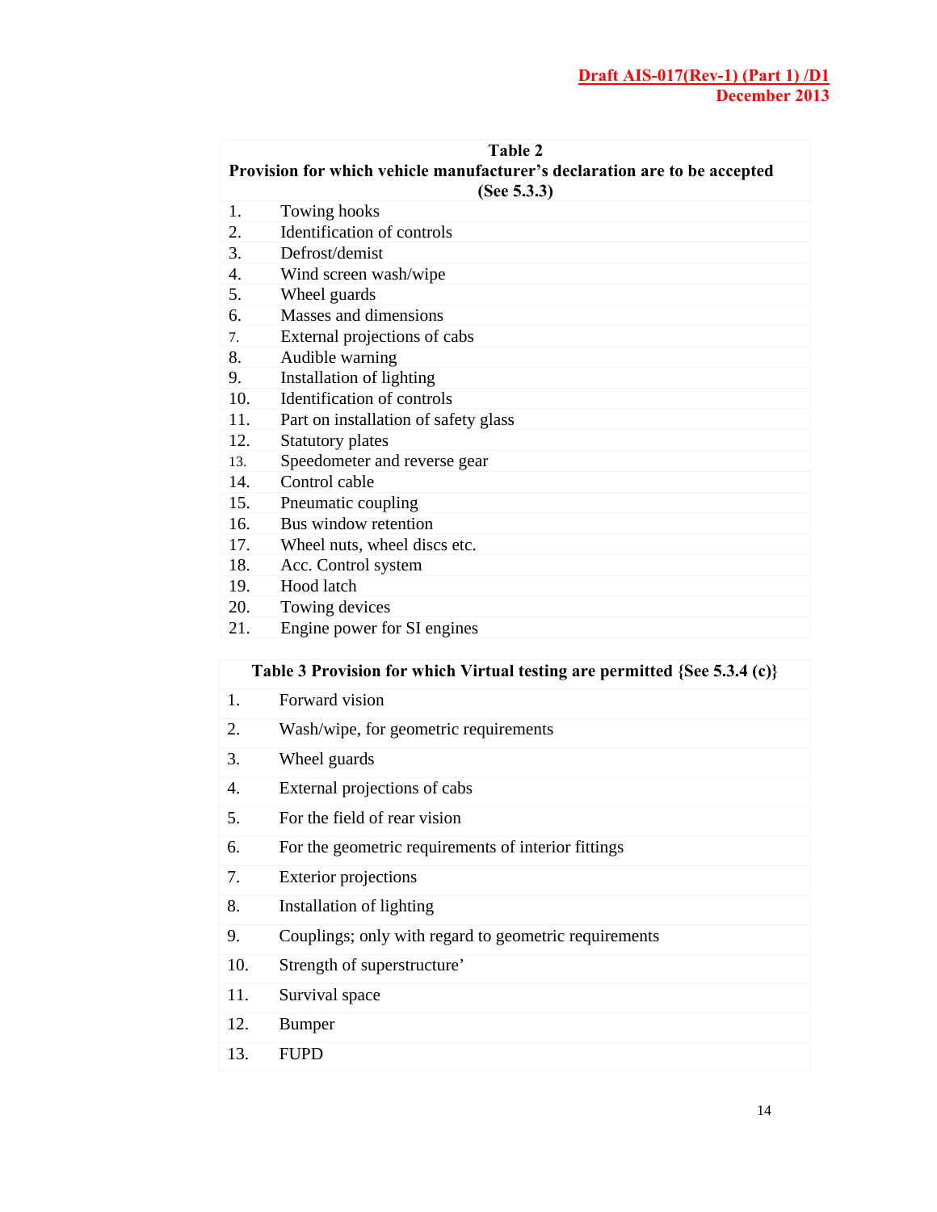| Table 2<br>Provision for which vehicle manufacturer's declaration are to be accepted<br>(See 5.3.3) | |
|---|---|
| 1. | Towing hooks |
| 2. | Identification of controls |
| 3. | Defrost/demist |
| 4. | Wind screen wash/wipe |
| 5. | Wheel guards |
| 6. | Masses and dimensions |
| 7. | External projections of cabs |
| 8. | Audible warning |
| 9. | Installation of lighting |
| 10. | Identification of controls |
| 11. | Part on installation of safety glass |
| 12. | Statutory plates |
| 13. | Speedometer and reverse gear |
| 14. | Control cable |
| 15. | Pneumatic coupling |
| 16. | Bus window retention |
| 17. | Wheel nuts, wheel discs etc. |
| 18. | Acc. Control system |
| 19. | Hood latch |
| 20. | Towing devices |
| 21. | Engine power for SI engines |

| Table 3 Provision for which Virtual testing are permitted {See 5.3.4 (c)} | |
|---|---|
| 1. | Forward vision |
| 2. | Wash/wipe, for geometric requirements |
| 3. | Wheel guards |
| 4. | External projections of cabs |
| 5. | For the field of rear vision |
| 6. | For the geometric requirements of interior fittings |
| 7. | Exterior projections |
| 8. | Installation of lighting |
| 9. | Couplings; only with regard to geometric requirements |
| 10. | Strength of superstructure' |
| 11. | Survival space |
| 12. | Bumper |
| 13. | FUPD |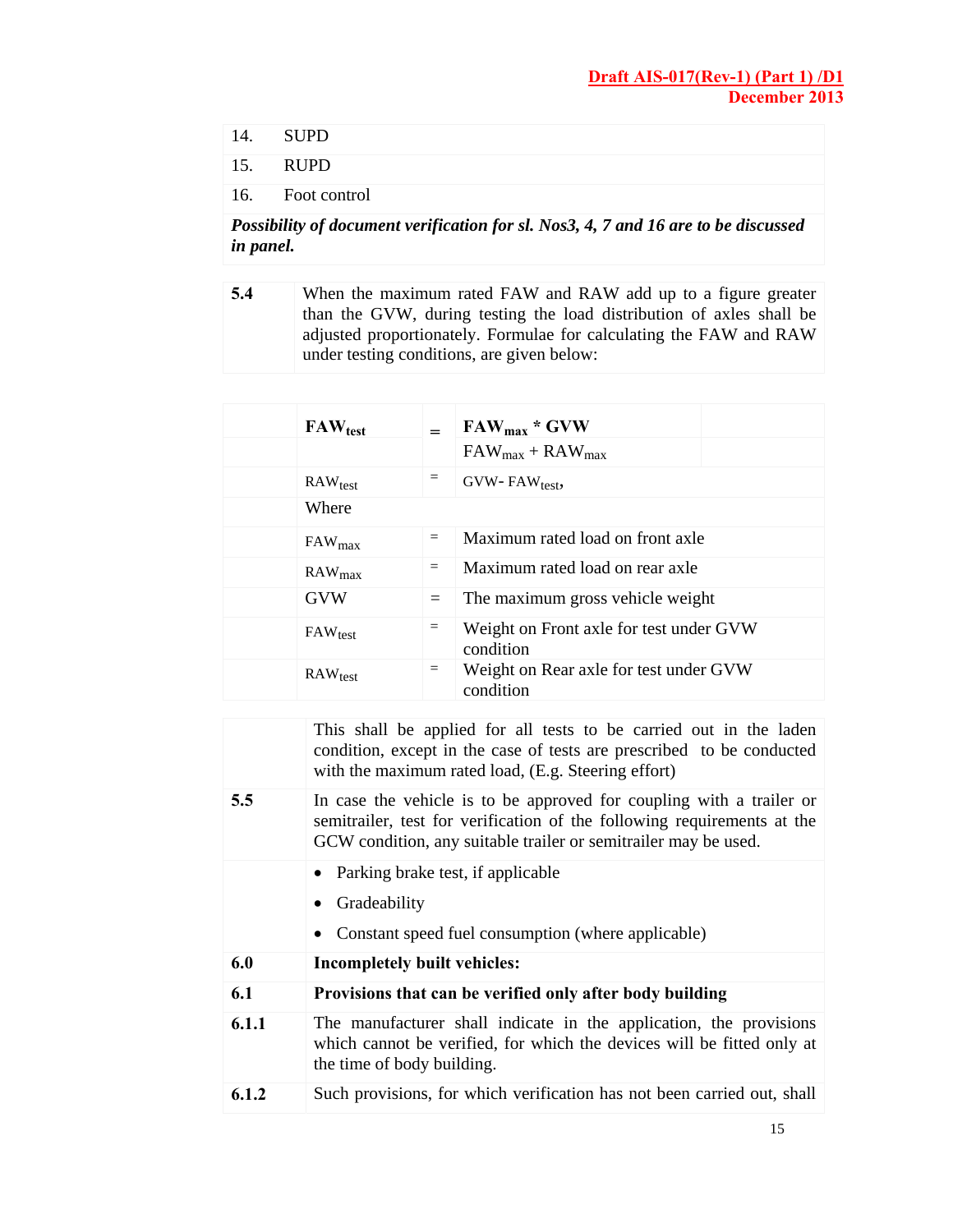| | |
|---|---|
| 14. | SUPD |
| 15. | RUPD |
| 16. | Foot control |

***Possibility of document verification for sl. Nos3, 4, 7 and 16 are to be discussed in panel.***

**5.4** When the maximum rated FAW and RAW add up to a figure greater than the GVW, during testing the load distribution of axles shall be adjusted proportionately. Formulae for calculating the FAW and RAW under testing conditions, are given below:

$$FAW_{test} = \frac{FAW_{max} * GVW}{FAW_{max} + RAW_{max}}$$

$$RAW_{test} = GVW - FAW_{test},$$

Where

| | | |
|---|---|---|
| $FAW_{max}$ | = | Maximum rated load on front axle |
| $RAW_{max}$ | = | Maximum rated load on rear axle |
| GVW | = | The maximum gross vehicle weight |
| $FAW_{test}$ | = | Weight on Front axle for test under GVW condition |
| $RAW_{test}$ | = | Weight on Rear axle for test under GVW condition |

This shall be applied for all tests to be carried out in the laden condition, except in the case of tests are prescribed to be conducted with the maximum rated load, (E.g. Steering effort)

**5.5** In case the vehicle is to be approved for coupling with a trailer or semitrailer, test for verification of the following requirements at the GCW condition, any suitable trailer or semitrailer may be used.

- Parking brake test, if applicable
- Gradeability
- Constant speed fuel consumption (where applicable)

**6.0 Incompletely built vehicles:**

**6.1 Provisions that can be verified only after body building**

**6.1.1** The manufacturer shall indicate in the application, the provisions which cannot be verified, for which the devices will be fitted only at the time of body building.

**6.1.2** Such provisions, for which verification has not been carried out, shall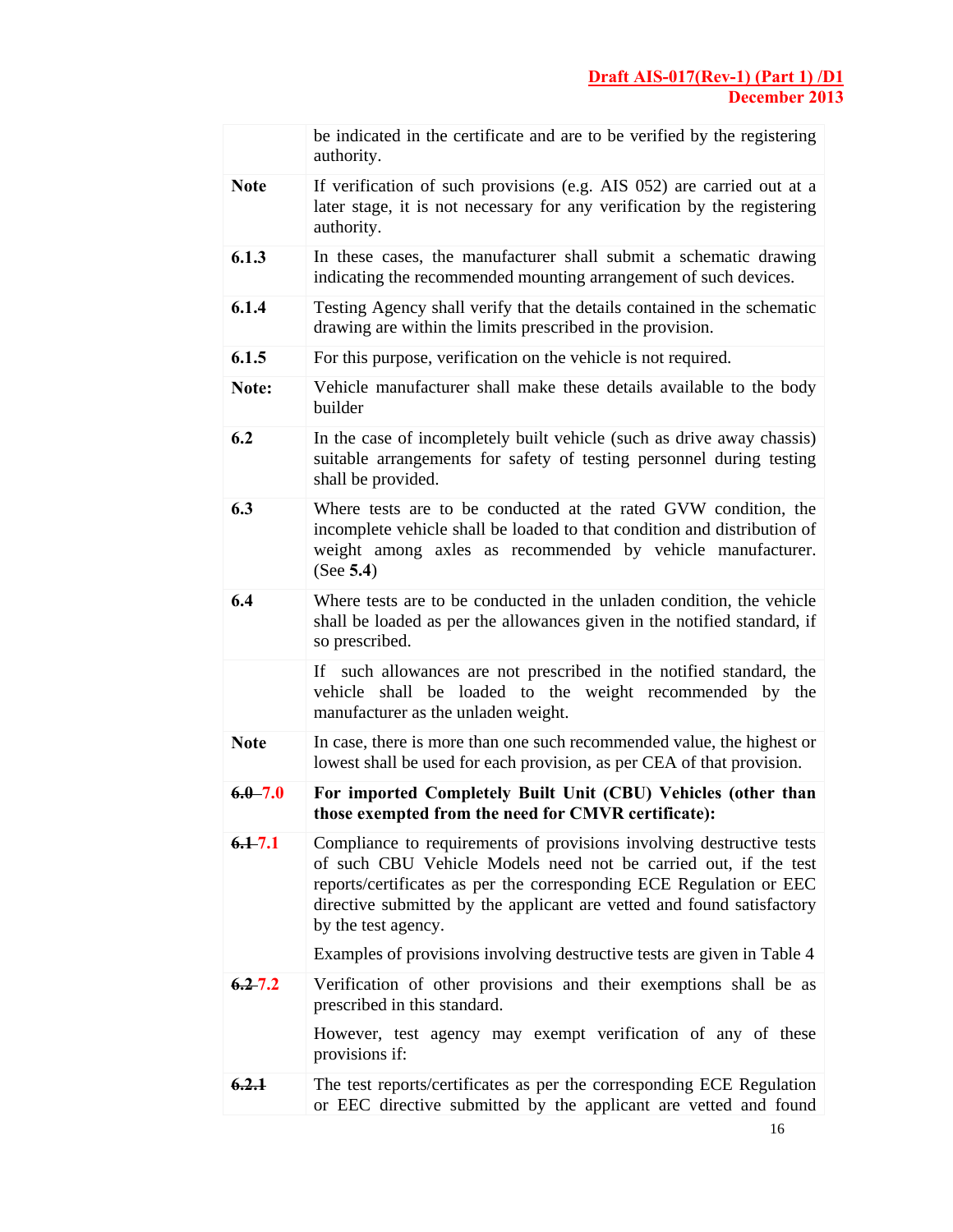| | |
|---|---|
| | be indicated in the certificate and are to be verified by the registering authority. |
| **Note** | If verification of such provisions (e.g. AIS 052) are carried out at a later stage, it is not necessary for any verification by the registering authority. |
| **6.1.3** | In these cases, the manufacturer shall submit a schematic drawing indicating the recommended mounting arrangement of such devices. |
| **6.1.4** | Testing Agency shall verify that the details contained in the schematic drawing are within the limits prescribed in the provision. |
| **6.1.5** | For this purpose, verification on the vehicle is not required. |
| **Note:** | Vehicle manufacturer shall make these details available to the body builder |
| **6.2** | In the case of incompletely built vehicle (such as drive away chassis) suitable arrangements for safety of testing personnel during testing shall be provided. |
| **6.3** | Where tests are to be conducted at the rated GVW condition, the incomplete vehicle shall be loaded to that condition and distribution of weight among axles as recommended by vehicle manufacturer. (See **5.4**) |
| **6.4** | Where tests are to be conducted in the unladen condition, the vehicle shall be loaded as per the allowances given in the notified standard, if so prescribed. |
| | If such allowances are not prescribed in the notified standard, the vehicle shall be loaded to the weight recommended by the manufacturer as the unladen weight. |
| **Note** | In case, there is more than one such recommended value, the highest or lowest shall be used for each provision, as per CEA of that provision. |
| ~~**6.0**~~ **7.0** | **For imported Completely Built Unit (CBU) Vehicles (other than those exempted from the need for CMVR certificate):** |
| ~~**6.1**~~ 7.1 | Compliance to requirements of provisions involving destructive tests of such CBU Vehicle Models need not be carried out, if the test reports/certificates as per the corresponding ECE Regulation or EEC directive submitted by the applicant are vetted and found satisfactory by the test agency.<br><br>Examples of provisions involving destructive tests are given in Table 4 |
| ~~**6.2**~~ 7.2 | Verification of other provisions and their exemptions shall be as prescribed in this standard.<br><br>However, test agency may exempt verification of any of these provisions if: |
| ~~**6.2.1**~~ | The test reports/certificates as per the corresponding ECE Regulation or EEC directive submitted by the applicant are vetted and found |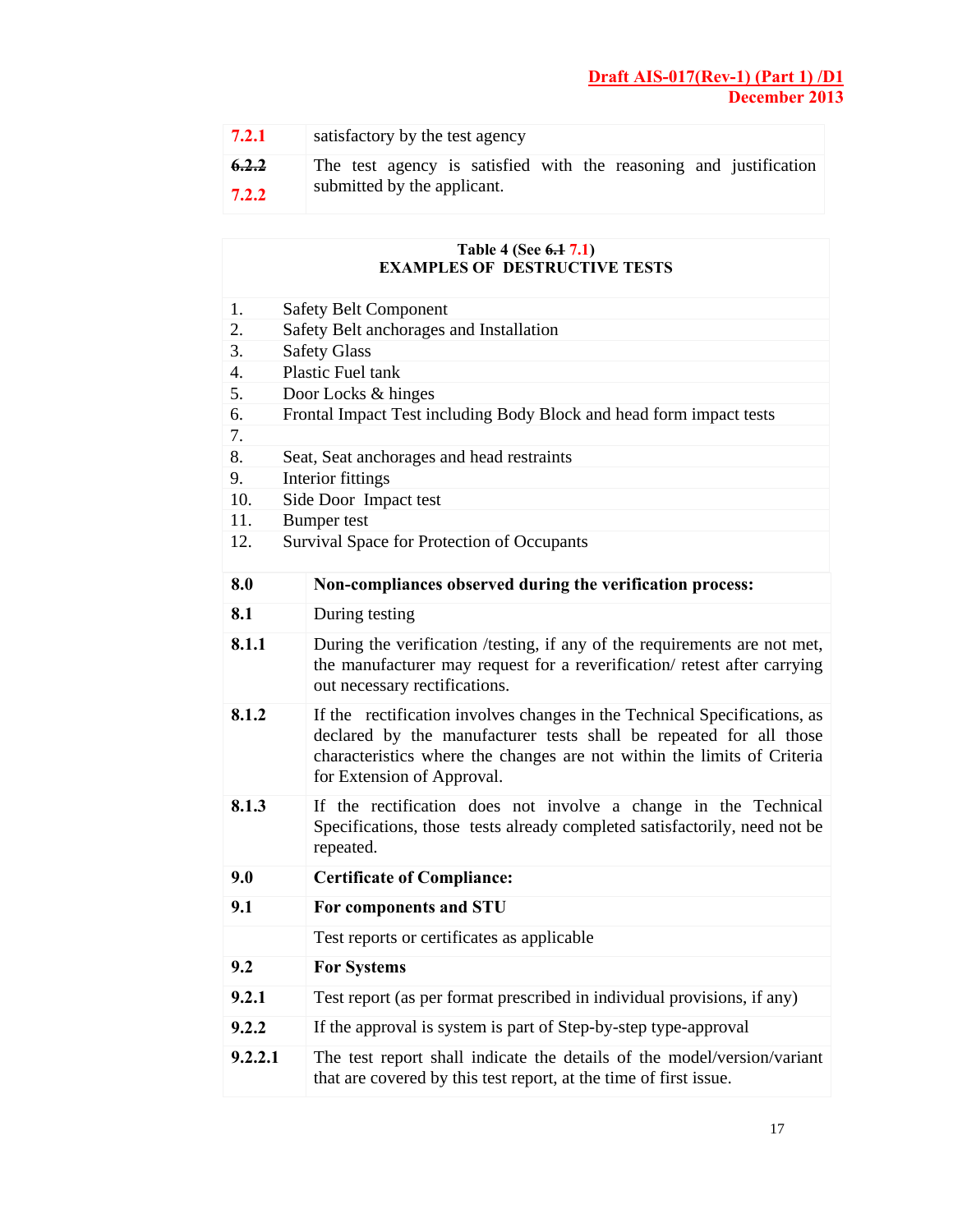| | |
|---|---|
| 7.2.1 | satisfactory by the test agency |
| ~~6.2.2~~ 7.2.2 | The test agency is satisfied with the reasoning and justification submitted by the applicant. |

**Table 4 (See ~~6.1~~ 7.1)**
**EXAMPLES OF DESTRUCTIVE TESTS**

| | |
|---|---|
| 1. | Safety Belt Component |
| 2. | Safety Belt anchorages and Installation |
| 3. | Safety Glass |
| 4. | Plastic Fuel tank |
| 5. | Door Locks & hinges |
| 6. | Frontal Impact Test including Body Block and head form impact tests |
| 7. | |
| 8. | Seat, Seat anchorages and head restraints |
| 9. | Interior fittings |
| 10. | Side Door Impact test |
| 11. | Bumper test |
| 12. | Survival Space for Protection of Occupants |

| | |
|---|---|
| **8.0** | **Non-compliances observed during the verification process:** |
| **8.1** | During testing |
| **8.1.1** | During the verification /testing, if any of the requirements are not met, the manufacturer may request for a reverification/ retest after carrying out necessary rectifications. |
| **8.1.2** | If the rectification involves changes in the Technical Specifications, as declared by the manufacturer tests shall be repeated for all those characteristics where the changes are not within the limits of Criteria for Extension of Approval. |
| **8.1.3** | If the rectification does not involve a change in the Technical Specifications, those tests already completed satisfactorily, need not be repeated. |
| **9.0** | **Certificate of Compliance:** |
| **9.1** | **For components and STU** |
| | Test reports or certificates as applicable |
| **9.2** | **For Systems** |
| **9.2.1** | Test report (as per format prescribed in individual provisions, if any) |
| **9.2.2** | If the approval is system is part of Step-by-step type-approval |
| **9.2.2.1** | The test report shall indicate the details of the model/version/variant that are covered by this test report, at the time of first issue. |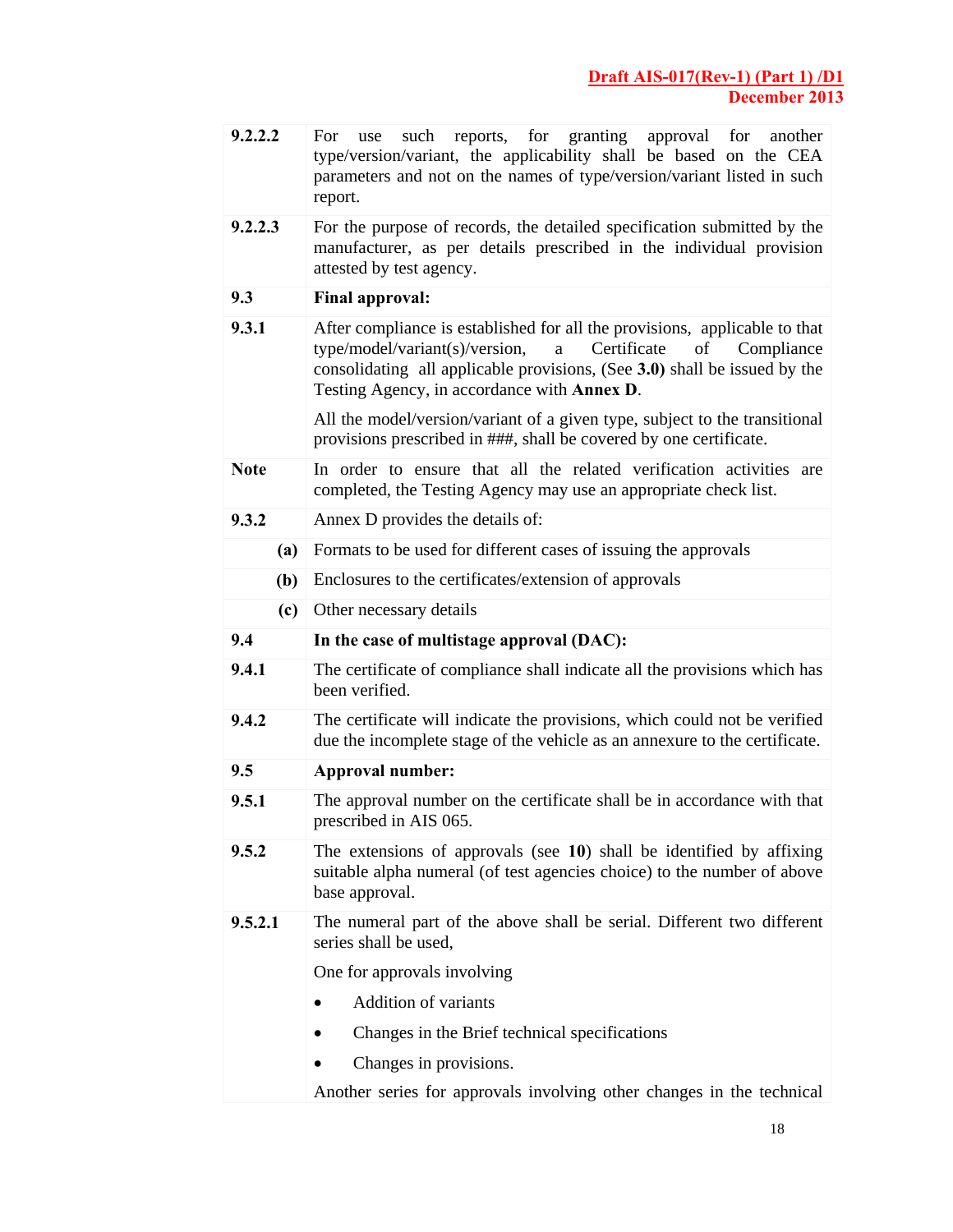| | |
|---|---|
| 9.2.2.2 | For use such reports, for granting approval for another type/version/variant, the applicability shall be based on the CEA parameters and not on the names of type/version/variant listed in such report. |
| 9.2.2.3 | For the purpose of records, the detailed specification submitted by the manufacturer, as per details prescribed in the individual provision attested by test agency. |
| **9.3** | **Final approval:** |
| 9.3.1 | After compliance is established for all the provisions, applicable to that type/model/variant(s)/version, a Certificate of Compliance consolidating all applicable provisions, (See **3.0)** shall be issued by the Testing Agency, in accordance with **Annex D**.<br><br>All the model/version/variant of a given type, subject to the transitional provisions prescribed in ###, shall be covered by one certificate. |
| **Note** | In order to ensure that all the related verification activities are completed, the Testing Agency may use an appropriate check list. |
| 9.3.2 | Annex D provides the details of: |
| **(a)** | Formats to be used for different cases of issuing the approvals |
| **(b)** | Enclosures to the certificates/extension of approvals |
| **(c)** | Other necessary details |
| **9.4** | **In the case of multistage approval (DAC):** |
| 9.4.1 | The certificate of compliance shall indicate all the provisions which has been verified. |
| 9.4.2 | The certificate will indicate the provisions, which could not be verified due the incomplete stage of the vehicle as an annexure to the certificate. |
| **9.5** | **Approval number:** |
| 9.5.1 | The approval number on the certificate shall be in accordance with that prescribed in AIS 065. |
| 9.5.2 | The extensions of approvals (see **10**) shall be identified by affixing suitable alpha numeral (of test agencies choice) to the number of above base approval. |
| 9.5.2.1 | The numeral part of the above shall be serial. Different two different series shall be used,<br><br>One for approvals involving<br><br>• Addition of variants<br><br>• Changes in the Brief technical specifications<br><br>• Changes in provisions.<br><br>Another series for approvals involving other changes in the technical |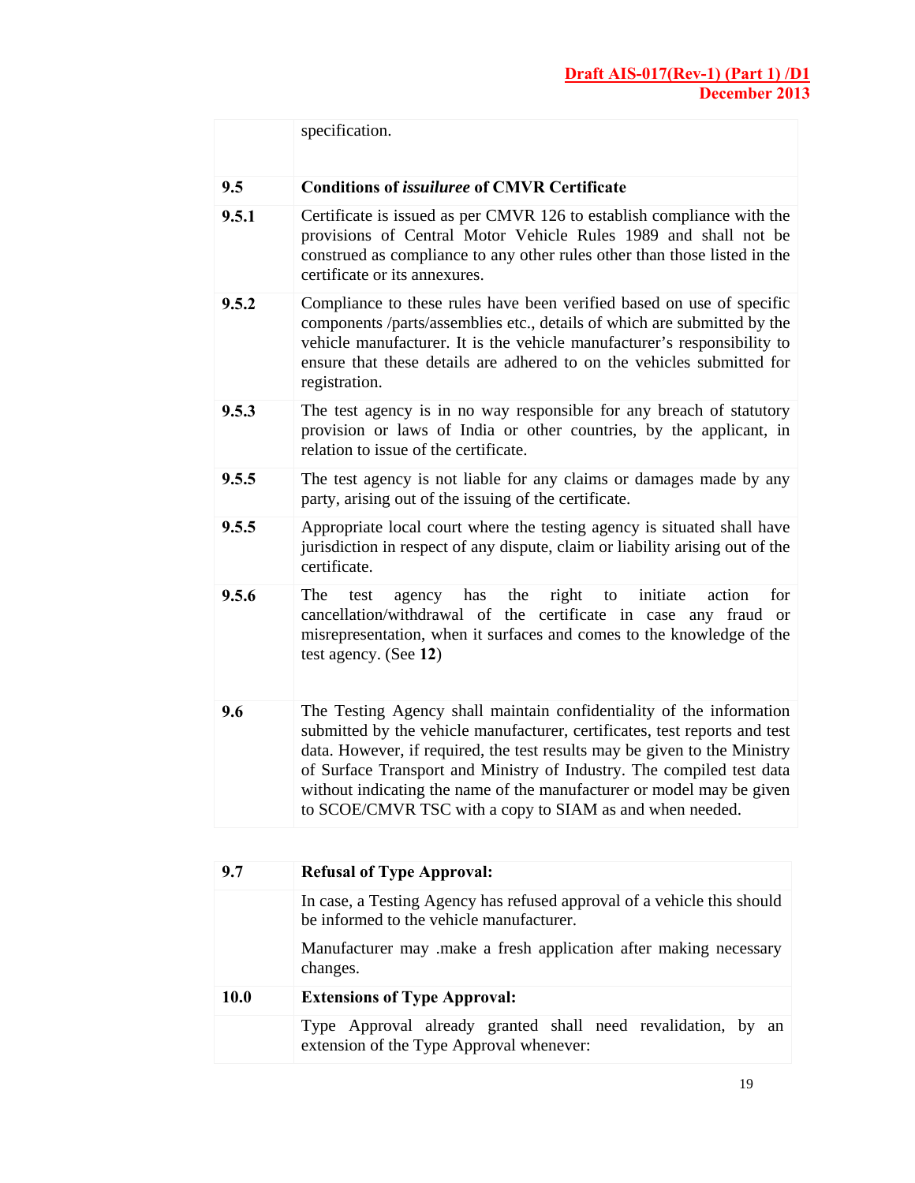| | |
|---|---|
| | specification. |
| **9.5** | **Conditions of *issuiluree* of CMVR Certificate** |
| **9.5.1** | Certificate is issued as per CMVR 126 to establish compliance with the provisions of Central Motor Vehicle Rules 1989 and shall not be construed as compliance to any other rules other than those listed in the certificate or its annexures. |
| **9.5.2** | Compliance to these rules have been verified based on use of specific components /parts/assemblies etc., details of which are submitted by the vehicle manufacturer. It is the vehicle manufacturer's responsibility to ensure that these details are adhered to on the vehicles submitted for registration. |
| **9.5.3** | The test agency is in no way responsible for any breach of statutory provision or laws of India or other countries, by the applicant, in relation to issue of the certificate. |
| **9.5.5** | The test agency is not liable for any claims or damages made by any party, arising out of the issuing of the certificate. |
| **9.5.5** | Appropriate local court where the testing agency is situated shall have jurisdiction in respect of any dispute, claim or liability arising out of the certificate. |
| **9.5.6** | The test agency has the right to initiate action for cancellation/withdrawal of the certificate in case any fraud or misrepresentation, when it surfaces and comes to the knowledge of the test agency. (See **12**) |
| **9.6** | The Testing Agency shall maintain confidentiality of the information submitted by the vehicle manufacturer, certificates, test reports and test data. However, if required, the test results may be given to the Ministry of Surface Transport and Ministry of Industry. The compiled test data without indicating the name of the manufacturer or model may be given to SCOE/CMVR TSC with a copy to SIAM as and when needed. |

| | |
|---|---|
| **9.7** | **Refusal of Type Approval:** |
| | In case, a Testing Agency has refused approval of a vehicle this should be informed to the vehicle manufacturer.<br><br>Manufacturer may .make a fresh application after making necessary changes. |
| **10.0** | **Extensions of Type Approval:** |
| | Type Approval already granted shall need revalidation, by an extension of the Type Approval whenever: |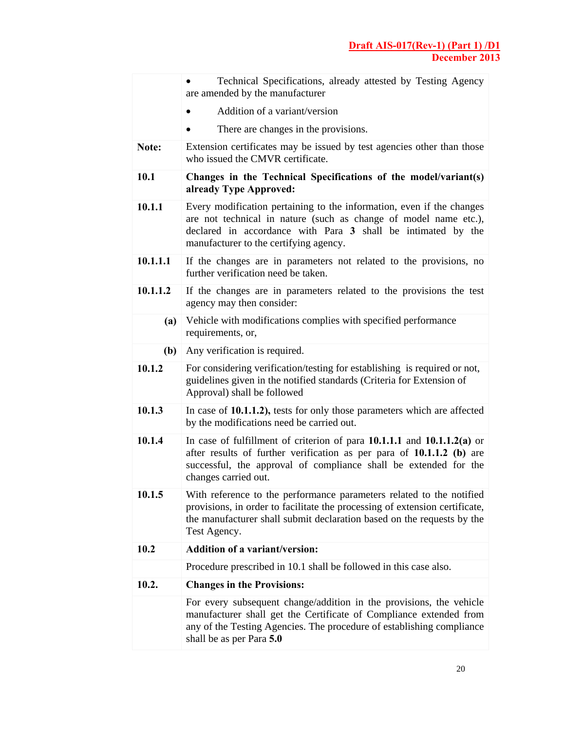| | |
|---|---|
| | • Technical Specifications, already attested by Testing Agency are amended by the manufacturer<br>• Addition of a variant/version<br>• There are changes in the provisions. |
| **Note:** | Extension certificates may be issued by test agencies other than those who issued the CMVR certificate. |
| **10.1** | **Changes in the Technical Specifications of the model/variant(s) already Type Approved:** |
| **10.1.1** | Every modification pertaining to the information, even if the changes are not technical in nature (such as change of model name etc.), declared in accordance with Para **3** shall be intimated by the manufacturer to the certifying agency. |
| **10.1.1.1** | If the changes are in parameters not related to the provisions, no further verification need be taken. |
| **10.1.1.2** | If the changes are in parameters related to the provisions the test agency may then consider: |
| **(a)** | Vehicle with modifications complies with specified performance requirements, or, |
| **(b)** | Any verification is required. |
| **10.1.2** | For considering verification/testing for establishing is required or not, guidelines given in the notified standards (Criteria for Extension of Approval) shall be followed |
| **10.1.3** | In case of **10.1.1.2),** tests for only those parameters which are affected by the modifications need be carried out. |
| **10.1.4** | In case of fulfillment of criterion of para **10.1.1.1** and **10.1.1.2(a)** or after results of further verification as per para of **10.1.1.2 (b)** are successful, the approval of compliance shall be extended for the changes carried out. |
| **10.1.5** | With reference to the performance parameters related to the notified provisions, in order to facilitate the processing of extension certificate, the manufacturer shall submit declaration based on the requests by the Test Agency. |
| **10.2** | **Addition of a variant/version:** |
| | Procedure prescribed in 10.1 shall be followed in this case also. |
| **10.2.** | **Changes in the Provisions:** |
| | For every subsequent change/addition in the provisions, the vehicle manufacturer shall get the Certificate of Compliance extended from any of the Testing Agencies. The procedure of establishing compliance shall be as per Para **5.0** |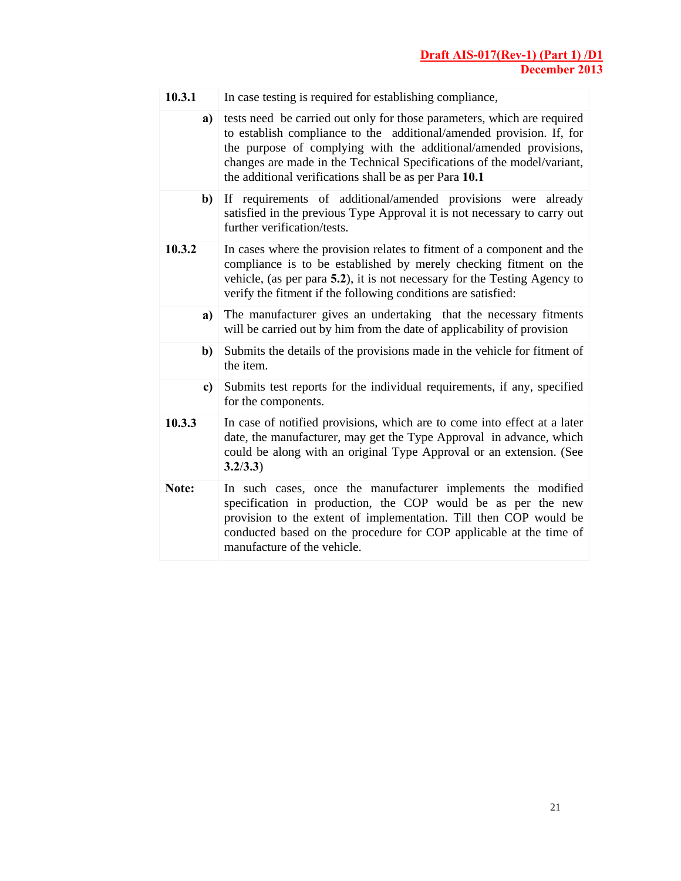| | |
|---|---|
| **10.3.1** | In case testing is required for establishing compliance, |
| **a)** | tests need be carried out only for those parameters, which are required to establish compliance to the additional/amended provision. If, for the purpose of complying with the additional/amended provisions, changes are made in the Technical Specifications of the model/variant, the additional verifications shall be as per Para **10.1** |
| **b)** | If requirements of additional/amended provisions were already satisfied in the previous Type Approval it is not necessary to carry out further verification/tests. |
| **10.3.2** | In cases where the provision relates to fitment of a component and the compliance is to be established by merely checking fitment on the vehicle, (as per para **5.2**), it is not necessary for the Testing Agency to verify the fitment if the following conditions are satisfied: |
| **a)** | The manufacturer gives an undertaking that the necessary fitments will be carried out by him from the date of applicability of provision |
| **b)** | Submits the details of the provisions made in the vehicle for fitment of the item. |
| **c)** | Submits test reports for the individual requirements, if any, specified for the components. |
| **10.3.3** | In case of notified provisions, which are to come into effect at a later date, the manufacturer, may get the Type Approval in advance, which could be along with an original Type Approval or an extension. (See **3.2**/**3.3**) |
| **Note:** | In such cases, once the manufacturer implements the modified specification in production, the COP would be as per the new provision to the extent of implementation. Till then COP would be conducted based on the procedure for COP applicable at the time of manufacture of the vehicle. |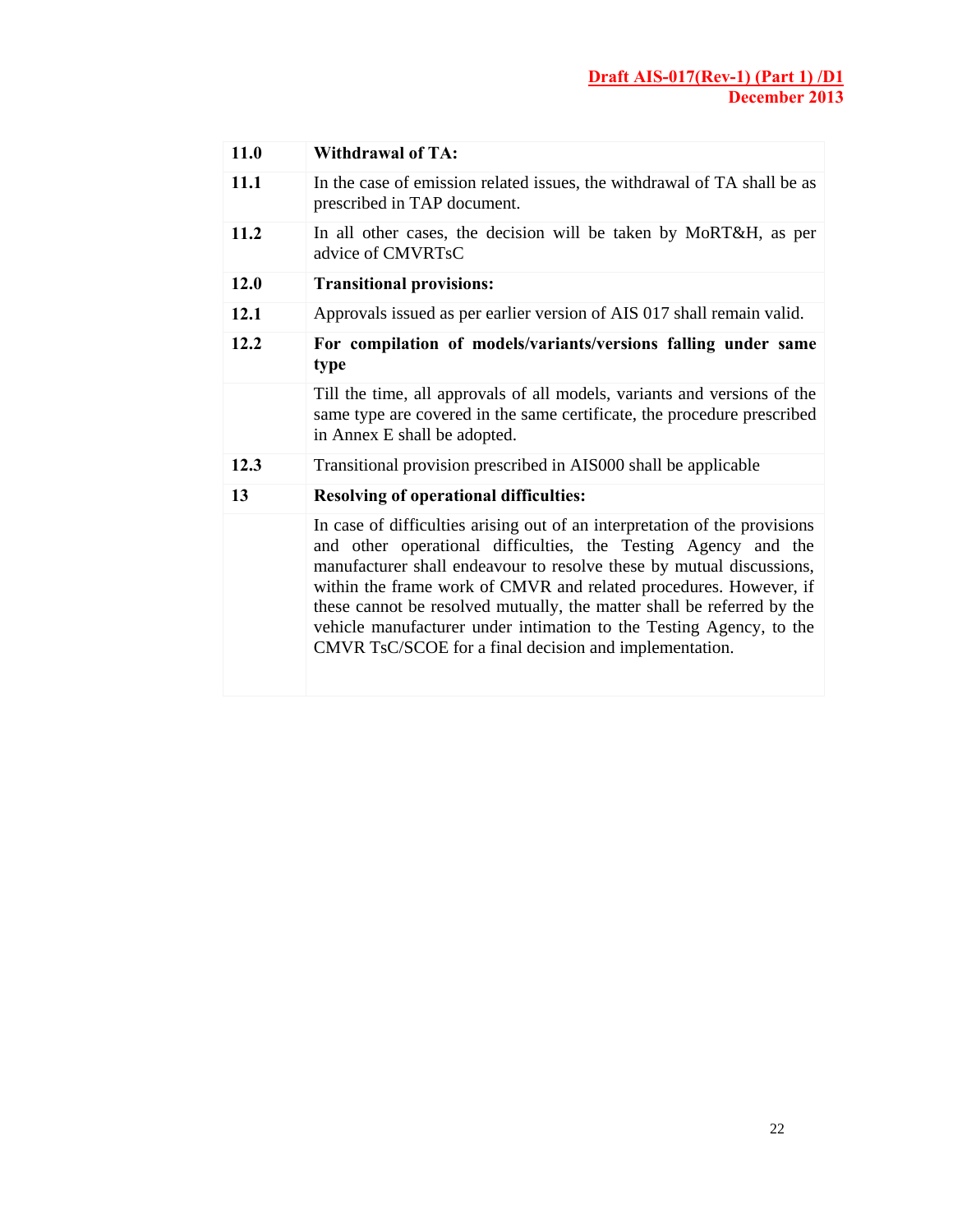| | |
|---|---|
| **11.0** | **Withdrawal of TA:** |
| **11.1** | In the case of emission related issues, the withdrawal of TA shall be as prescribed in TAP document. |
| **11.2** | In all other cases, the decision will be taken by MoRT&H, as per advice of CMVRTsC |
| **12.0** | **Transitional provisions:** |
| **12.1** | Approvals issued as per earlier version of AIS 017 shall remain valid. |
| **12.2** | **For compilation of models/variants/versions falling under same type** |
| | Till the time, all approvals of all models, variants and versions of the same type are covered in the same certificate, the procedure prescribed in Annex E shall be adopted. |
| **12.3** | Transitional provision prescribed in AIS000 shall be applicable |
| **13** | **Resolving of operational difficulties:** |
| | In case of difficulties arising out of an interpretation of the provisions and other operational difficulties, the Testing Agency and the manufacturer shall endeavour to resolve these by mutual discussions, within the frame work of CMVR and related procedures. However, if these cannot be resolved mutually, the matter shall be referred by the vehicle manufacturer under intimation to the Testing Agency, to the CMVR TsC/SCOE for a final decision and implementation. |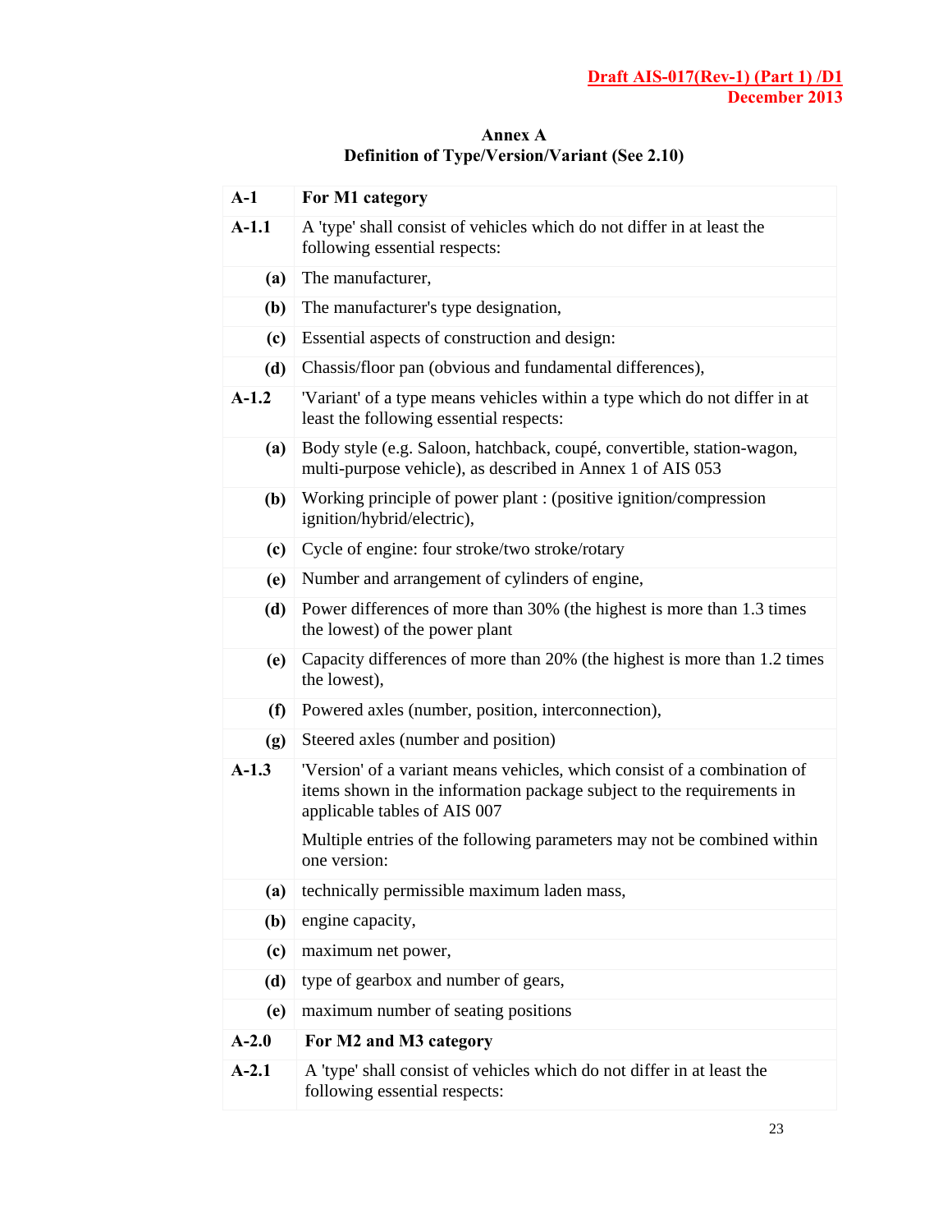## Annex A
### Definition of Type/Version/Variant (See 2.10)

| | |
|---|---|
| **A-1** | **For M1 category** |
| **A-1.1** | A 'type' shall consist of vehicles which do not differ in at least the following essential respects: |
| **(a)** | The manufacturer, |
| **(b)** | The manufacturer's type designation, |
| **(c)** | Essential aspects of construction and design: |
| **(d)** | Chassis/floor pan (obvious and fundamental differences), |
| **A-1.2** | 'Variant' of a type means vehicles within a type which do not differ in at least the following essential respects: |
| **(a)** | Body style (e.g. Saloon, hatchback, coupé, convertible, station-wagon, multi-purpose vehicle), as described in Annex 1 of AIS 053 |
| **(b)** | Working principle of power plant : (positive ignition/compression ignition/hybrid/electric), |
| **(c)** | Cycle of engine: four stroke/two stroke/rotary |
| **(e)** | Number and arrangement of cylinders of engine, |
| **(d)** | Power differences of more than 30% (the highest is more than 1.3 times the lowest) of the power plant |
| **(e)** | Capacity differences of more than 20% (the highest is more than 1.2 times the lowest), |
| **(f)** | Powered axles (number, position, interconnection), |
| **(g)** | Steered axles (number and position) |
| **A-1.3** | 'Version' of a variant means vehicles, which consist of a combination of items shown in the information package subject to the requirements in applicable tables of AIS 007<br><br>Multiple entries of the following parameters may not be combined within one version: |
| **(a)** | technically permissible maximum laden mass, |
| **(b)** | engine capacity, |
| **(c)** | maximum net power, |
| **(d)** | type of gearbox and number of gears, |
| **(e)** | maximum number of seating positions |
| **A-2.0** | **For M2 and M3 category** |
| **A-2.1** | A 'type' shall consist of vehicles which do not differ in at least the following essential respects: |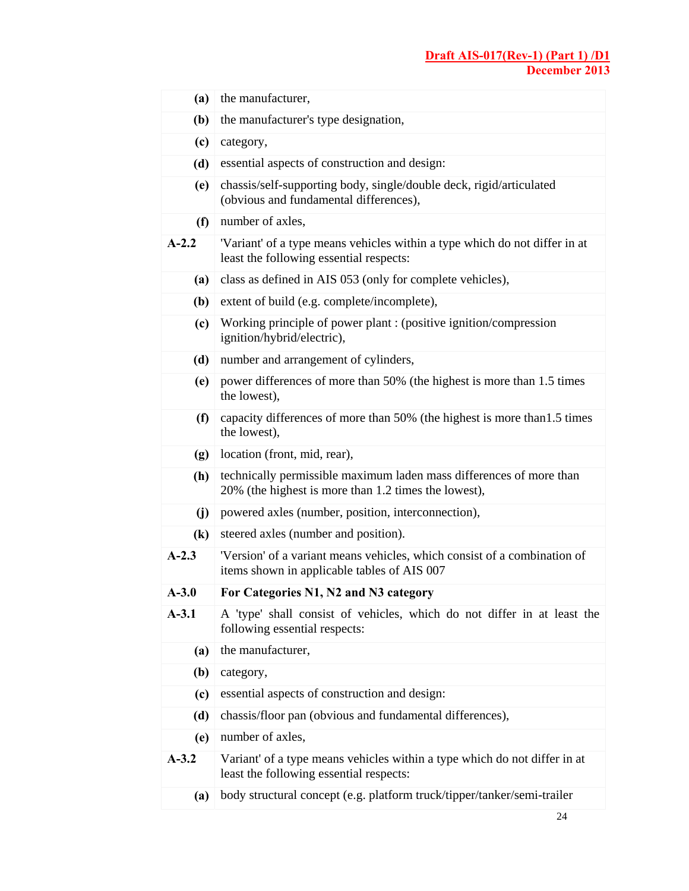| | |
|---|---|
| **(a)** | the manufacturer, |
| **(b)** | the manufacturer's type designation, |
| **(c)** | category, |
| **(d)** | essential aspects of construction and design: |
| **(e)** | chassis/self-supporting body, single/double deck, rigid/articulated (obvious and fundamental differences), |
| **(f)** | number of axles, |
| **A-2.2** | 'Variant' of a type means vehicles within a type which do not differ in at least the following essential respects: |
| **(a)** | class as defined in AIS 053 (only for complete vehicles), |
| **(b)** | extent of build (e.g. complete/incomplete), |
| **(c)** | Working principle of power plant : (positive ignition/compression ignition/hybrid/electric), |
| **(d)** | number and arrangement of cylinders, |
| **(e)** | power differences of more than 50% (the highest is more than 1.5 times the lowest), |
| **(f)** | capacity differences of more than 50% (the highest is more than1.5 times the lowest), |
| **(g)** | location (front, mid, rear), |
| **(h)** | technically permissible maximum laden mass differences of more than 20% (the highest is more than 1.2 times the lowest), |
| **(j)** | powered axles (number, position, interconnection), |
| **(k)** | steered axles (number and position). |
| **A-2.3** | 'Version' of a variant means vehicles, which consist of a combination of items shown in applicable tables of AIS 007 |
| **A-3.0** | **For Categories N1, N2 and N3 category** |
| **A-3.1** | A 'type' shall consist of vehicles, which do not differ in at least the following essential respects: |
| **(a)** | the manufacturer, |
| **(b)** | category, |
| **(c)** | essential aspects of construction and design: |
| **(d)** | chassis/floor pan (obvious and fundamental differences), |
| **(e)** | number of axles, |
| **A-3.2** | Variant' of a type means vehicles within a type which do not differ in at least the following essential respects: |
| **(a)** | body structural concept (e.g. platform truck/tipper/tanker/semi-trailer |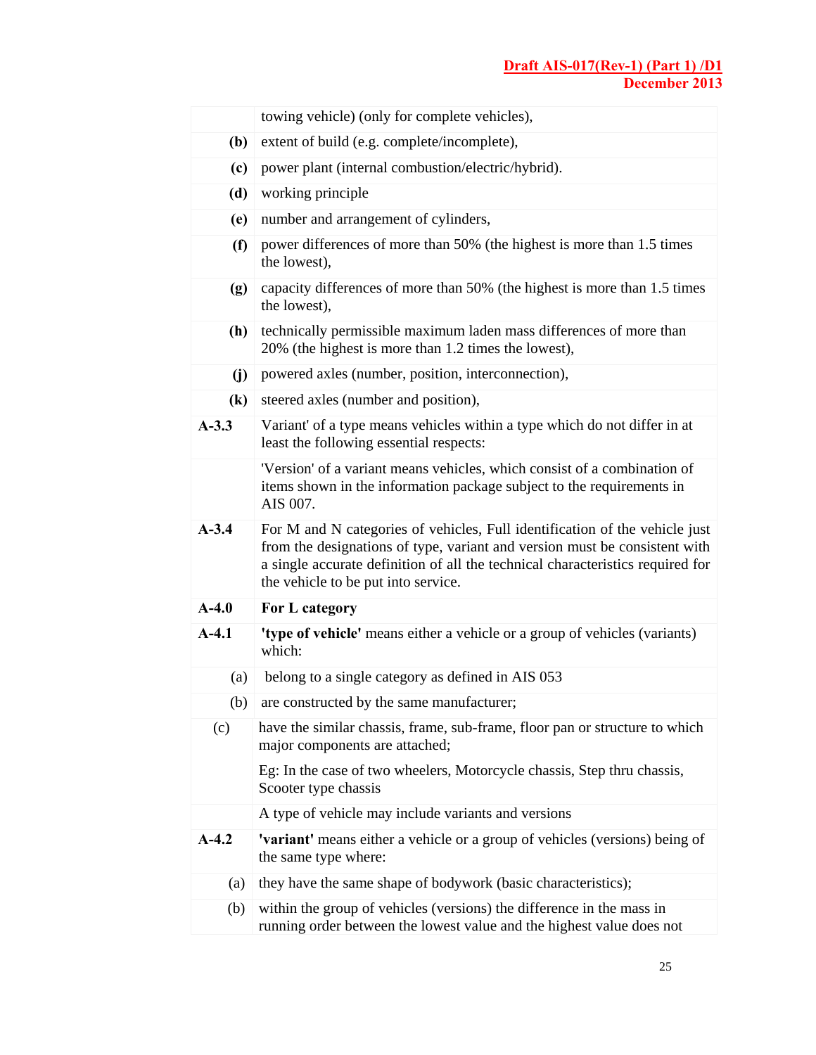| | |
|---|---|
| | towing vehicle) (only for complete vehicles), |
| **(b)** | extent of build (e.g. complete/incomplete), |
| **(c)** | power plant (internal combustion/electric/hybrid). |
| **(d)** | working principle |
| **(e)** | number and arrangement of cylinders, |
| **(f)** | power differences of more than 50% (the highest is more than 1.5 times the lowest), |
| **(g)** | capacity differences of more than 50% (the highest is more than 1.5 times the lowest), |
| **(h)** | technically permissible maximum laden mass differences of more than 20% (the highest is more than 1.2 times the lowest), |
| **(j)** | powered axles (number, position, interconnection), |
| **(k)** | steered axles (number and position), |
| **A-3.3** | Variant' of a type means vehicles within a type which do not differ in at least the following essential respects: |
| | 'Version' of a variant means vehicles, which consist of a combination of items shown in the information package subject to the requirements in AIS 007. |
| **A-3.4** | For M and N categories of vehicles, Full identification of the vehicle just from the designations of type, variant and version must be consistent with a single accurate definition of all the technical characteristics required for the vehicle to be put into service. |
| **A-4.0** | **For L category** |
| **A-4.1** | **'type of vehicle'** means either a vehicle or a group of vehicles (variants) which: |
| (a) | belong to a single category as defined in AIS 053 |
| (b) | are constructed by the same manufacturer; |
| (c) | have the similar chassis, frame, sub-frame, floor pan or structure to which major components are attached;<br><br>Eg: In the case of two wheelers, Motorcycle chassis, Step thru chassis, Scooter type chassis |
| | A type of vehicle may include variants and versions |
| **A-4.2** | **'variant'** means either a vehicle or a group of vehicles (versions) being of the same type where: |
| (a) | they have the same shape of bodywork (basic characteristics); |
| (b) | within the group of vehicles (versions) the difference in the mass in running order between the lowest value and the highest value does not |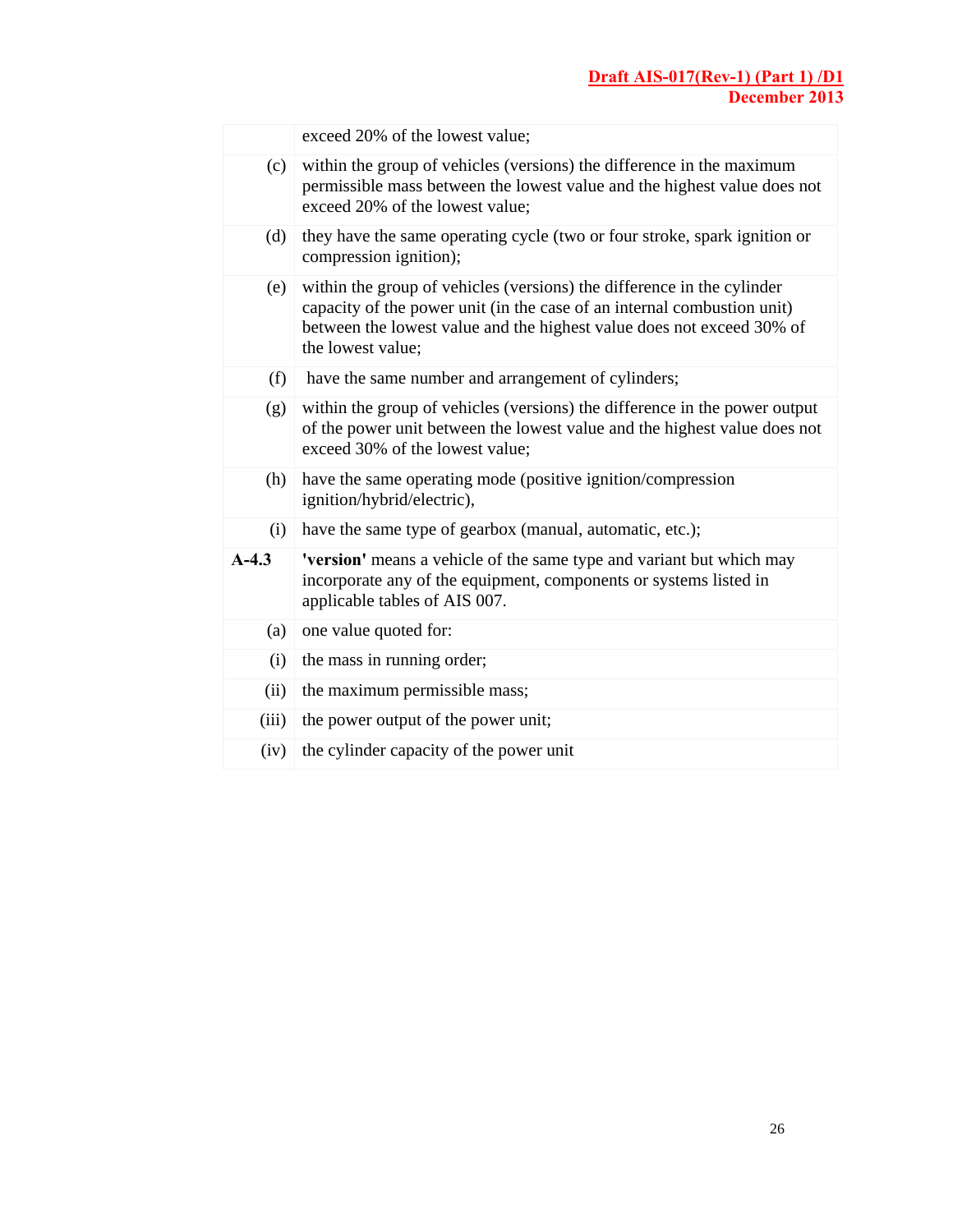| | |
|---|---|
| | exceed 20% of the lowest value; |
| (c) | within the group of vehicles (versions) the difference in the maximum permissible mass between the lowest value and the highest value does not exceed 20% of the lowest value; |
| (d) | they have the same operating cycle (two or four stroke, spark ignition or compression ignition); |
| (e) | within the group of vehicles (versions) the difference in the cylinder capacity of the power unit (in the case of an internal combustion unit) between the lowest value and the highest value does not exceed 30% of the lowest value; |
| (f) | have the same number and arrangement of cylinders; |
| (g) | within the group of vehicles (versions) the difference in the power output of the power unit between the lowest value and the highest value does not exceed 30% of the lowest value; |
| (h) | have the same operating mode (positive ignition/compression ignition/hybrid/electric), |
| (i) | have the same type of gearbox (manual, automatic, etc.); |
| **A-4.3** | **'version'** means a vehicle of the same type and variant but which may incorporate any of the equipment, components or systems listed in applicable tables of AIS 007. |
| (a) | one value quoted for: |
| (i) | the mass in running order; |
| (ii) | the maximum permissible mass; |
| (iii) | the power output of the power unit; |
| (iv) | the cylinder capacity of the power unit |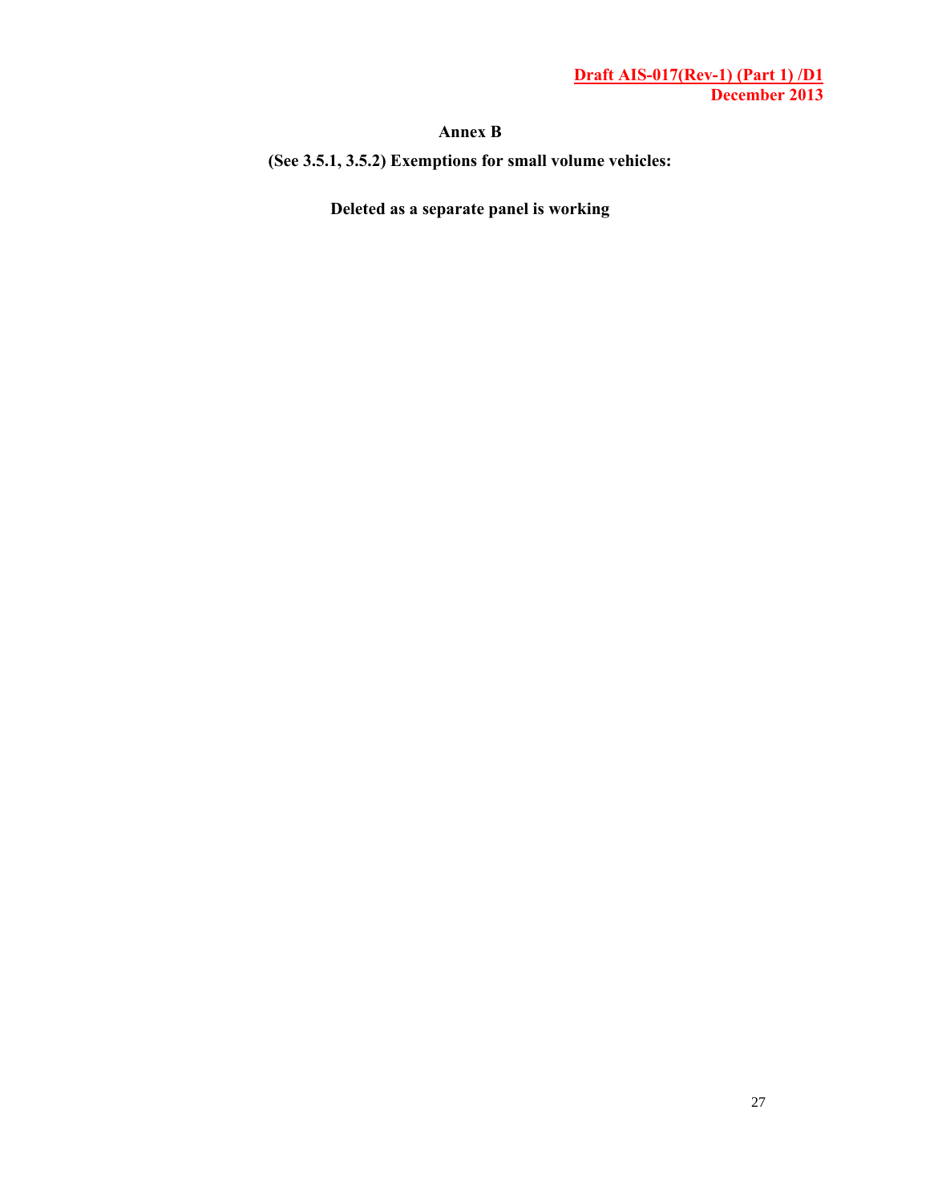## Annex B

**(See 3.5.1, 3.5.2) Exemptions for small volume vehicles:**

**Deleted as a separate panel is working**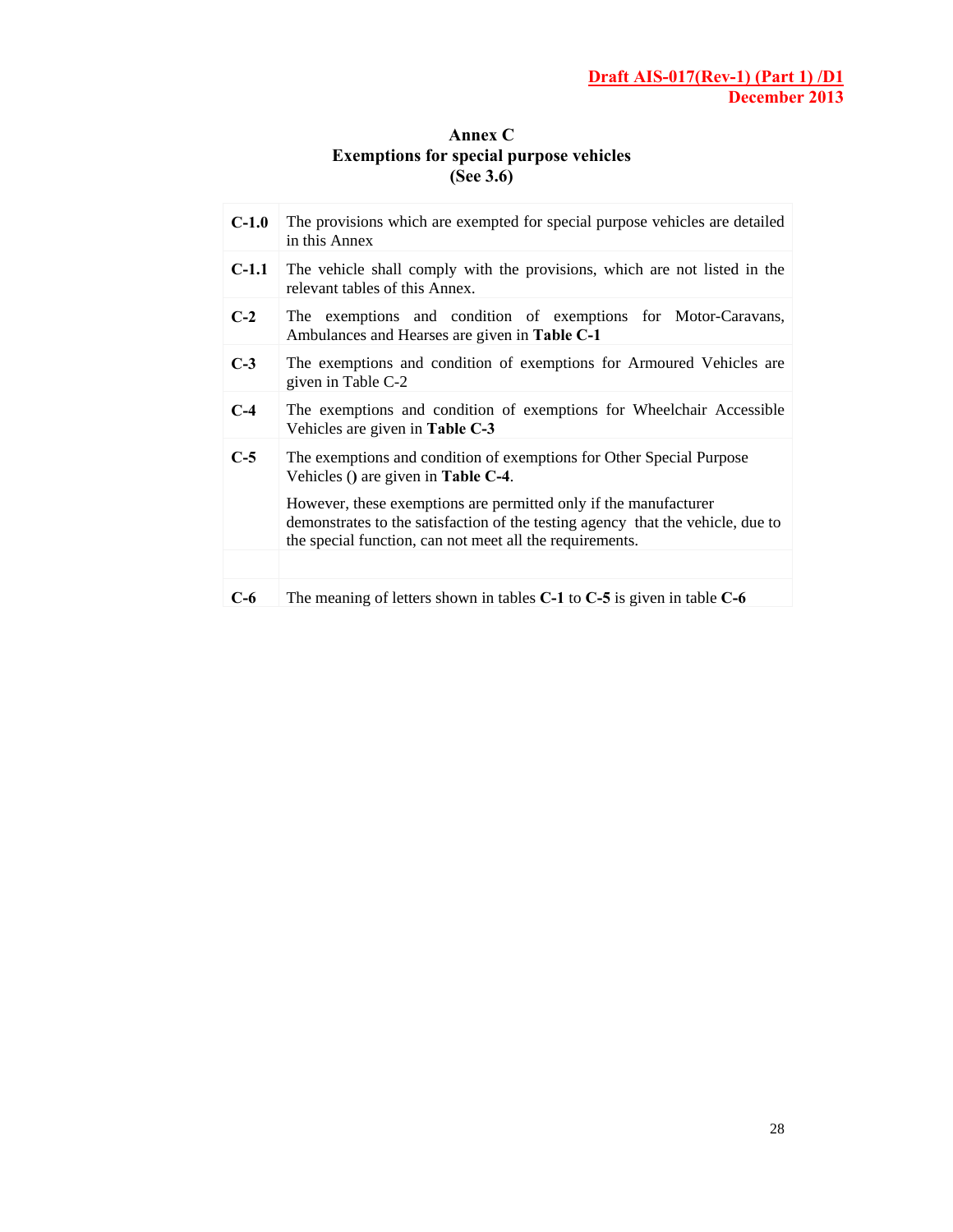# Annex C
## Exemptions for special purpose vehicles
## (See 3.6)

| | |
|---|---|
| **C-1.0** | The provisions which are exempted for special purpose vehicles are detailed in this Annex |
| **C-1.1** | The vehicle shall comply with the provisions, which are not listed in the relevant tables of this Annex. |
| **C-2** | The exemptions and condition of exemptions for Motor-Caravans, Ambulances and Hearses are given in **Table C-1** |
| **C-3** | The exemptions and condition of exemptions for Armoured Vehicles are given in Table C-2 |
| **C-4** | The exemptions and condition of exemptions for Wheelchair Accessible Vehicles are given in **Table C-3** |
| **C-5** | The exemptions and condition of exemptions for Other Special Purpose Vehicles () are given in **Table C-4**. <br><br> However, these exemptions are permitted only if the manufacturer demonstrates to the satisfaction of the testing agency that the vehicle, due to the special function, can not meet all the requirements. |
| | |
| **C-6** | The meaning of letters shown in tables **C-1** to **C-5** is given in table **C-6** |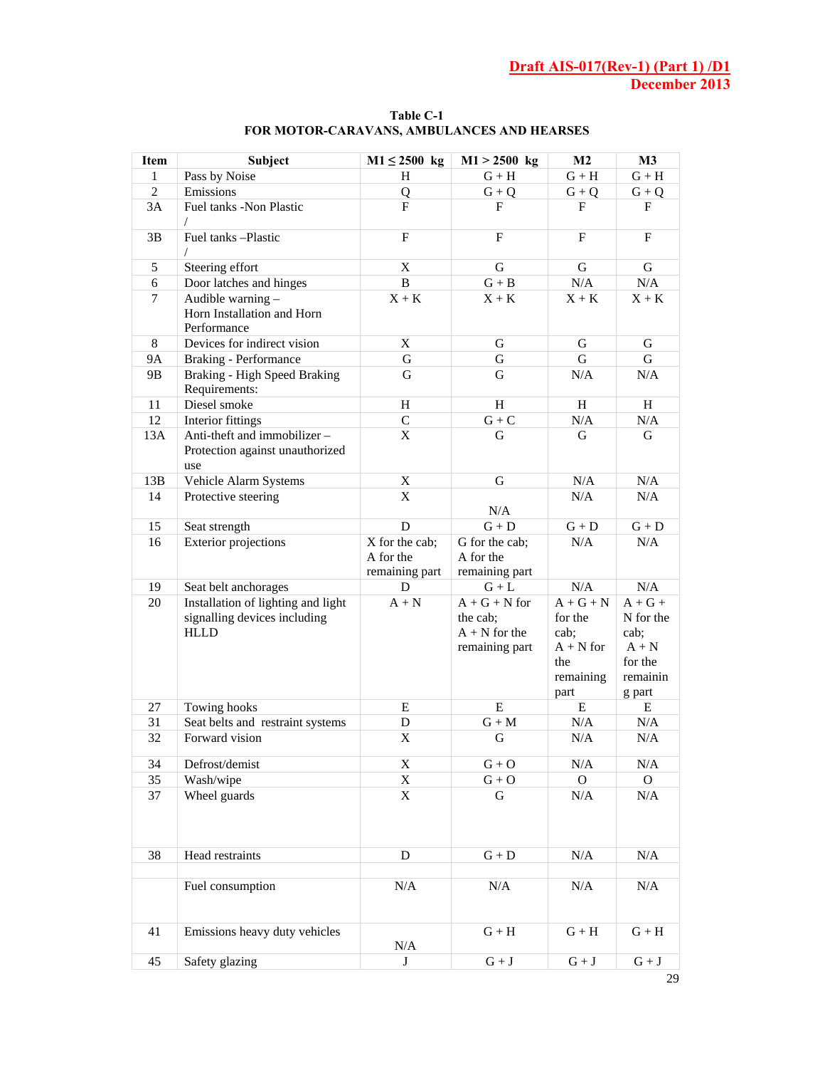Table C-1
FOR MOTOR-CARAVANS, AMBULANCES AND HEARSES

| Item | Subject | M1 ≤ 2500 kg | M1 > 2500 kg | M2 | M3 |
|---|---|---|---|---|---|
| 1 | Pass by Noise | H | G + H | G + H | G + H |
| 2 | Emissions | Q | G + Q | G + Q | G + Q |
| 3A | Fuel tanks -Non Plastic / | F | F | F | F |
| 3B | Fuel tanks –Plastic / | F | F | F | F |
| 5 | Steering effort | X | G | G | G |
| 6 | Door latches and hinges | B | G + B | N/A | N/A |
| 7 | Audible warning – Horn Installation and Horn Performance | X + K | X + K | X + K | X + K |
| 8 | Devices for indirect vision | X | G | G | G |
| 9A | Braking - Performance | G | G | G | G |
| 9B | Braking - High Speed Braking Requirements: | G | G | N/A | N/A |
| 11 | Diesel smoke | H | H | H | H |
| 12 | Interior fittings | C | G + C | N/A | N/A |
| 13A | Anti-theft and immobilizer – Protection against unauthorized use | X | G | G | G |
| 13B | Vehicle Alarm Systems | X | G | N/A | N/A |
| 14 | Protective steering | X | N/A | N/A | N/A |
| 15 | Seat strength | D | G + D | G + D | G + D |
| 16 | Exterior projections | X for the cab; A for the remaining part | G for the cab; A for the remaining part | N/A | N/A |
| 19 | Seat belt anchorages | D | G + L | N/A | N/A |
| 20 | Installation of lighting and light signalling devices including HLLD | A + N | A + G + N for the cab; A + N for the remaining part | A + G + N for the cab; A + N for the remaining part | A + G + N for the cab; A + N for the remaining part |
| 27 | Towing hooks | E | E | E | E |
| 31 | Seat belts and restraint systems | D | G + M | N/A | N/A |
| 32 | Forward vision | X | G | N/A | N/A |
| 34 | Defrost/demist | X | G + O | N/A | N/A |
| 35 | Wash/wipe | X | G + O | O | O |
| 37 | Wheel guards | X | G | N/A | N/A |
| 38 | Head restraints | D | G + D | N/A | N/A |
| | | | | | |
| | Fuel consumption | N/A | N/A | N/A | N/A |
| 41 | Emissions heavy duty vehicles | N/A | G + H | G + H | G + H |
| 45 | Safety glazing | J | G + J | G + J | G + J |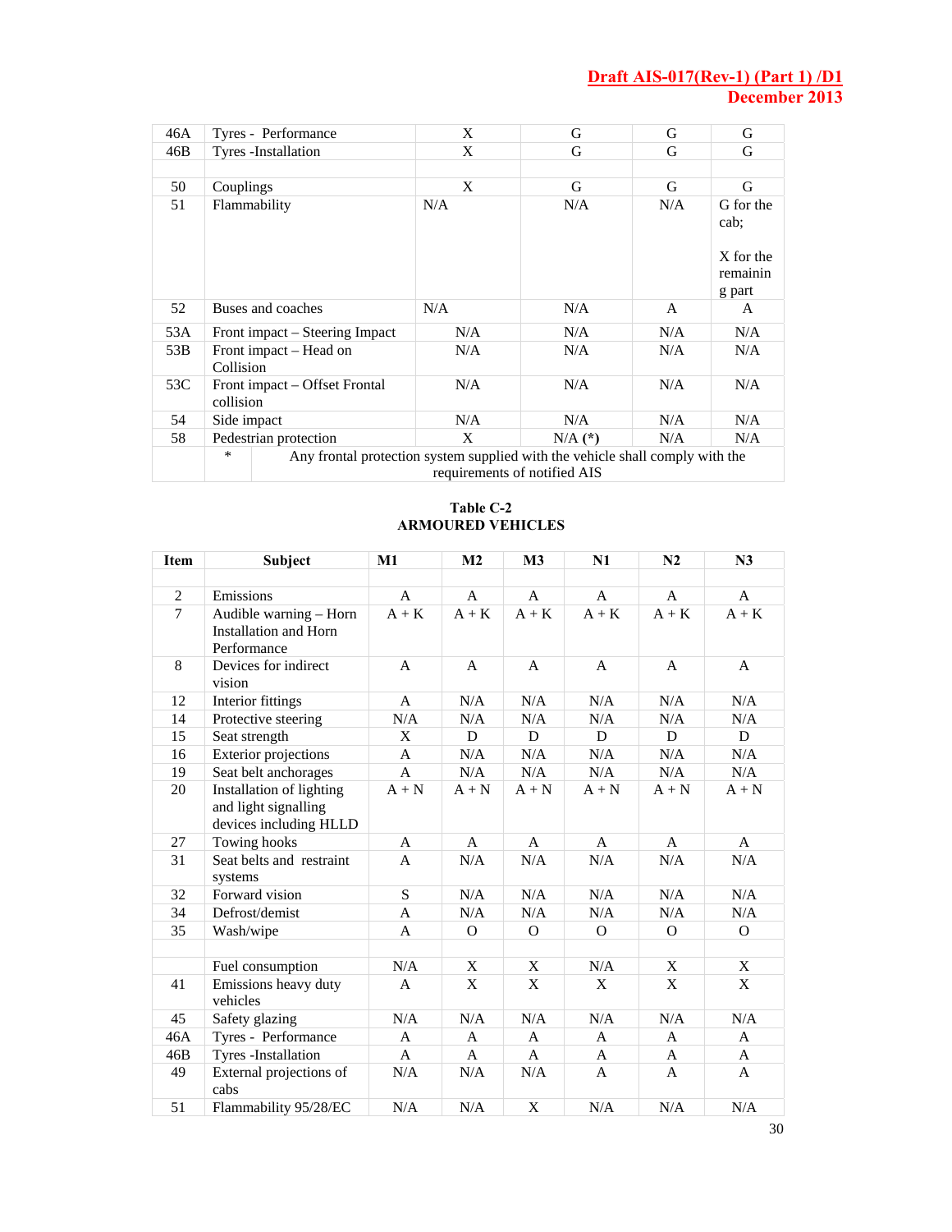| | | | | | |
|---|---|---|---|---|---|
| 46A | Tyres - Performance | X | G | G | G |
| 46B | Tyres -Installation | X | G | G | G |
| | | | | | |
| 50 | Couplings | X | G | G | G |
| 51 | Flammability | N/A | N/A | N/A | G for the cab;<br><br>X for the remaining part |
| 52 | Buses and coaches | N/A | N/A | A | A |
| 53A | Front impact – Steering Impact | N/A | N/A | N/A | N/A |
| 53B | Front impact – Head on Collision | N/A | N/A | N/A | N/A |
| 53C | Front impact – Offset Frontal collision | N/A | N/A | N/A | N/A |
| 54 | Side impact | N/A | N/A | N/A | N/A |
| 58 | Pedestrian protection | X | N/A **(*)** | N/A | N/A |
| | * Any frontal protection system supplied with the vehicle shall comply with the requirements of notified AIS | | | | |

**Table C-2**
**ARMOURED VEHICLES**

| Item | Subject | M1 | M2 | M3 | N1 | N2 | N3 |
|---|---|---|---|---|---|---|---|
| | | | | | | | |
| 2 | Emissions | A | A | A | A | A | A |
| 7 | Audible warning – Horn Installation and Horn Performance | A + K | A + K | A + K | A + K | A + K | A + K |
| 8 | Devices for indirect vision | A | A | A | A | A | A |
| 12 | Interior fittings | A | N/A | N/A | N/A | N/A | N/A |
| 14 | Protective steering | N/A | N/A | N/A | N/A | N/A | N/A |
| 15 | Seat strength | X | D | D | D | D | D |
| 16 | Exterior projections | A | N/A | N/A | N/A | N/A | N/A |
| 19 | Seat belt anchorages | A | N/A | N/A | N/A | N/A | N/A |
| 20 | Installation of lighting and light signalling devices including HLLD | A + N | A + N | A + N | A + N | A + N | A + N |
| 27 | Towing hooks | A | A | A | A | A | A |
| 31 | Seat belts and restraint systems | A | N/A | N/A | N/A | N/A | N/A |
| 32 | Forward vision | S | N/A | N/A | N/A | N/A | N/A |
| 34 | Defrost/demist | A | N/A | N/A | N/A | N/A | N/A |
| 35 | Wash/wipe | A | O | O | O | O | O |
| | | | | | | | |
| | Fuel consumption | N/A | X | X | N/A | X | X |
| 41 | Emissions heavy duty vehicles | A | X | X | X | X | X |
| 45 | Safety glazing | N/A | N/A | N/A | N/A | N/A | N/A |
| 46A | Tyres - Performance | A | A | A | A | A | A |
| 46B | Tyres -Installation | A | A | A | A | A | A |
| 49 | External projections of cabs | N/A | N/A | N/A | A | A | A |
| 51 | Flammability 95/28/EC | N/A | N/A | X | N/A | N/A | N/A |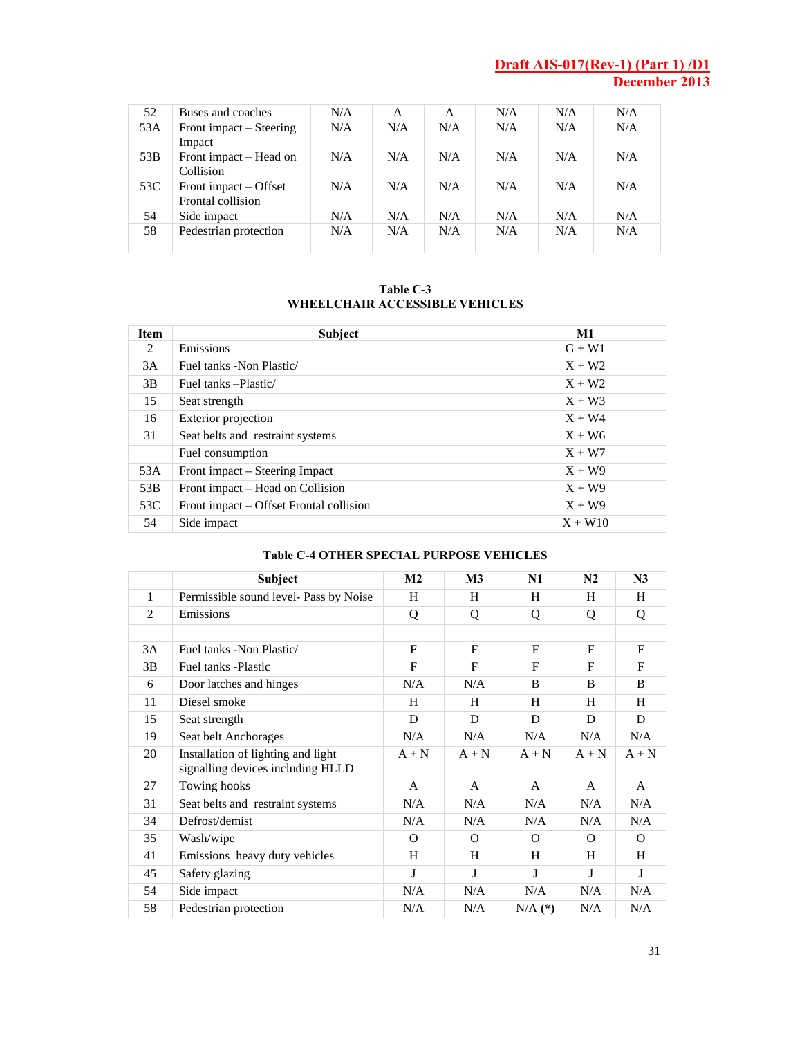| 52 | Buses and coaches | N/A | A | A | N/A | N/A | N/A |
|---|---|---|---|---|---|---|---|
| 53A | Front impact – Steering Impact | N/A | N/A | N/A | N/A | N/A | N/A |
| 53B | Front impact – Head on Collision | N/A | N/A | N/A | N/A | N/A | N/A |
| 53C | Front impact – Offset Frontal collision | N/A | N/A | N/A | N/A | N/A | N/A |
| 54 | Side impact | N/A | N/A | N/A | N/A | N/A | N/A |
| 58 | Pedestrian protection | N/A | N/A | N/A | N/A | N/A | N/A |

**Table C-3**
**WHEELCHAIR ACCESSIBLE VEHICLES**

| Item | Subject | M1 |
|---|---|---|
| 2 | Emissions | G + W1 |
| 3A | Fuel tanks -Non Plastic/ | X + W2 |
| 3B | Fuel tanks –Plastic/ | X + W2 |
| 15 | Seat strength | X + W3 |
| 16 | Exterior projection | X + W4 |
| 31 | Seat belts and restraint systems | X + W6 |
| | Fuel consumption | X + W7 |
| 53A | Front impact – Steering Impact | X + W9 |
| 53B | Front impact – Head on Collision | X + W9 |
| 53C | Front impact – Offset Frontal collision | X + W9 |
| 54 | Side impact | X + W10 |

**Table C-4 OTHER SPECIAL PURPOSE VEHICLES**

| | Subject | M2 | M3 | N1 | N2 | N3 |
|---|---|---|---|---|---|---|
| 1 | Permissible sound level- Pass by Noise | H | H | H | H | H |
| 2 | Emissions | Q | Q | Q | Q | Q |
| | | | | | | |
| 3A | Fuel tanks -Non Plastic/ | F | F | F | F | F |
| 3B | Fuel tanks -Plastic | F | F | F | F | F |
| 6 | Door latches and hinges | N/A | N/A | B | B | B |
| 11 | Diesel smoke | H | H | H | H | H |
| 15 | Seat strength | D | D | D | D | D |
| 19 | Seat belt Anchorages | N/A | N/A | N/A | N/A | N/A |
| 20 | Installation of lighting and light signalling devices including HLLD | A + N | A + N | A + N | A + N | A + N |
| 27 | Towing hooks | A | A | A | A | A |
| 31 | Seat belts and restraint systems | N/A | N/A | N/A | N/A | N/A |
| 34 | Defrost/demist | N/A | N/A | N/A | N/A | N/A |
| 35 | Wash/wipe | O | O | O | O | O |
| 41 | Emissions heavy duty vehicles | H | H | H | H | H |
| 45 | Safety glazing | J | J | J | J | J |
| 54 | Side impact | N/A | N/A | N/A | N/A | N/A |
| 58 | Pedestrian protection | N/A | N/A | N/A **(*)** | N/A | N/A |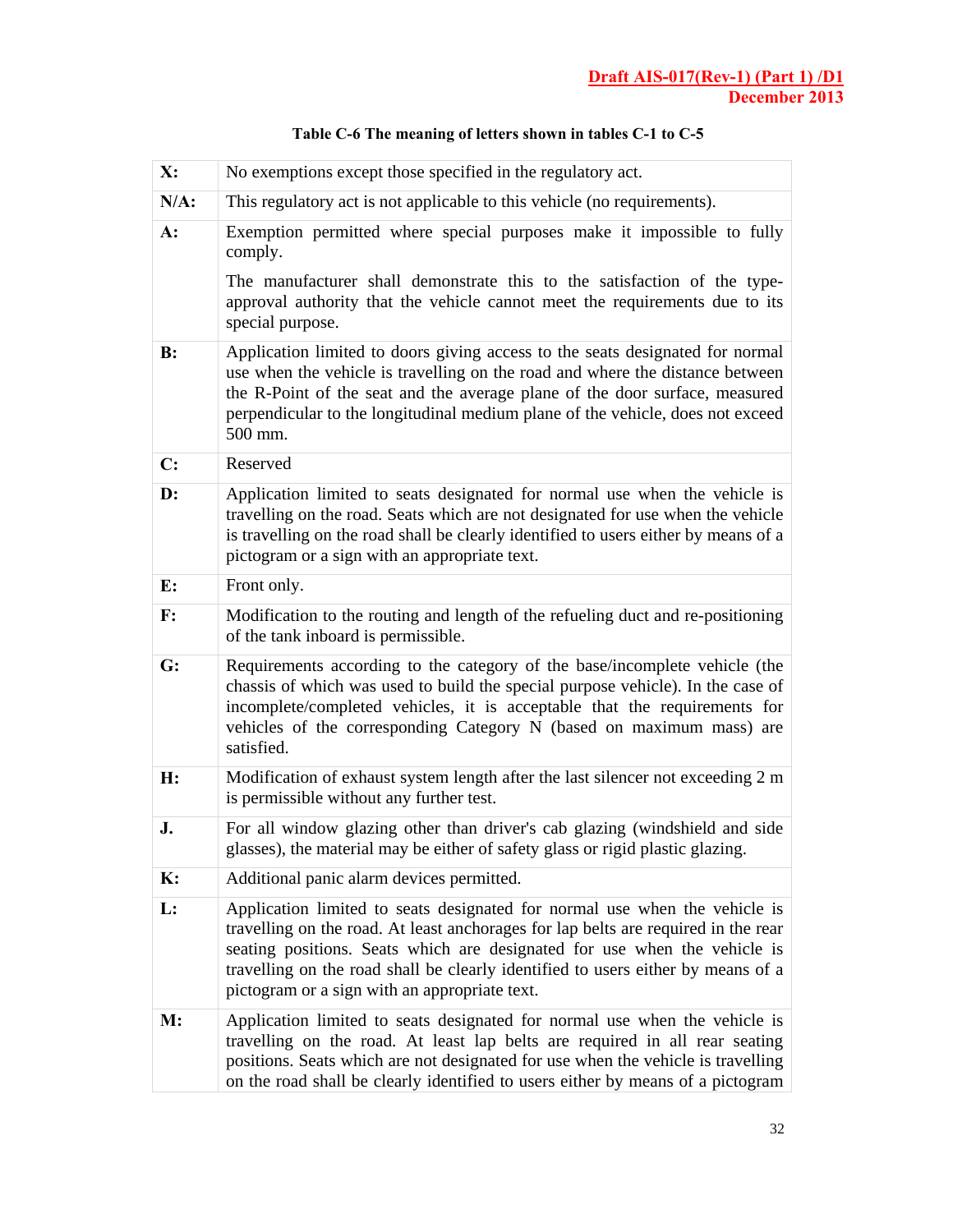**Table C-6 The meaning of letters shown in tables C-1 to C-5**

| | |
|---|---|
| **X:** | No exemptions except those specified in the regulatory act. |
| **N/A:** | This regulatory act is not applicable to this vehicle (no requirements). |
| **A:** | Exemption permitted where special purposes make it impossible to fully comply.<br><br>The manufacturer shall demonstrate this to the satisfaction of the type-approval authority that the vehicle cannot meet the requirements due to its special purpose. |
| **B:** | Application limited to doors giving access to the seats designated for normal use when the vehicle is travelling on the road and where the distance between the R-Point of the seat and the average plane of the door surface, measured perpendicular to the longitudinal medium plane of the vehicle, does not exceed 500 mm. |
| **C:** | Reserved |
| **D:** | Application limited to seats designated for normal use when the vehicle is travelling on the road. Seats which are not designated for use when the vehicle is travelling on the road shall be clearly identified to users either by means of a pictogram or a sign with an appropriate text. |
| **E:** | Front only. |
| **F:** | Modification to the routing and length of the refueling duct and re-positioning of the tank inboard is permissible. |
| **G:** | Requirements according to the category of the base/incomplete vehicle (the chassis of which was used to build the special purpose vehicle). In the case of incomplete/completed vehicles, it is acceptable that the requirements for vehicles of the corresponding Category N (based on maximum mass) are satisfied. |
| **H:** | Modification of exhaust system length after the last silencer not exceeding 2 m is permissible without any further test. |
| **J.** | For all window glazing other than driver's cab glazing (windshield and side glasses), the material may be either of safety glass or rigid plastic glazing. |
| **K:** | Additional panic alarm devices permitted. |
| **L:** | Application limited to seats designated for normal use when the vehicle is travelling on the road. At least anchorages for lap belts are required in the rear seating positions. Seats which are designated for use when the vehicle is travelling on the road shall be clearly identified to users either by means of a pictogram or a sign with an appropriate text. |
| **M:** | Application limited to seats designated for normal use when the vehicle is travelling on the road. At least lap belts are required in all rear seating positions. Seats which are not designated for use when the vehicle is travelling on the road shall be clearly identified to users either by means of a pictogram |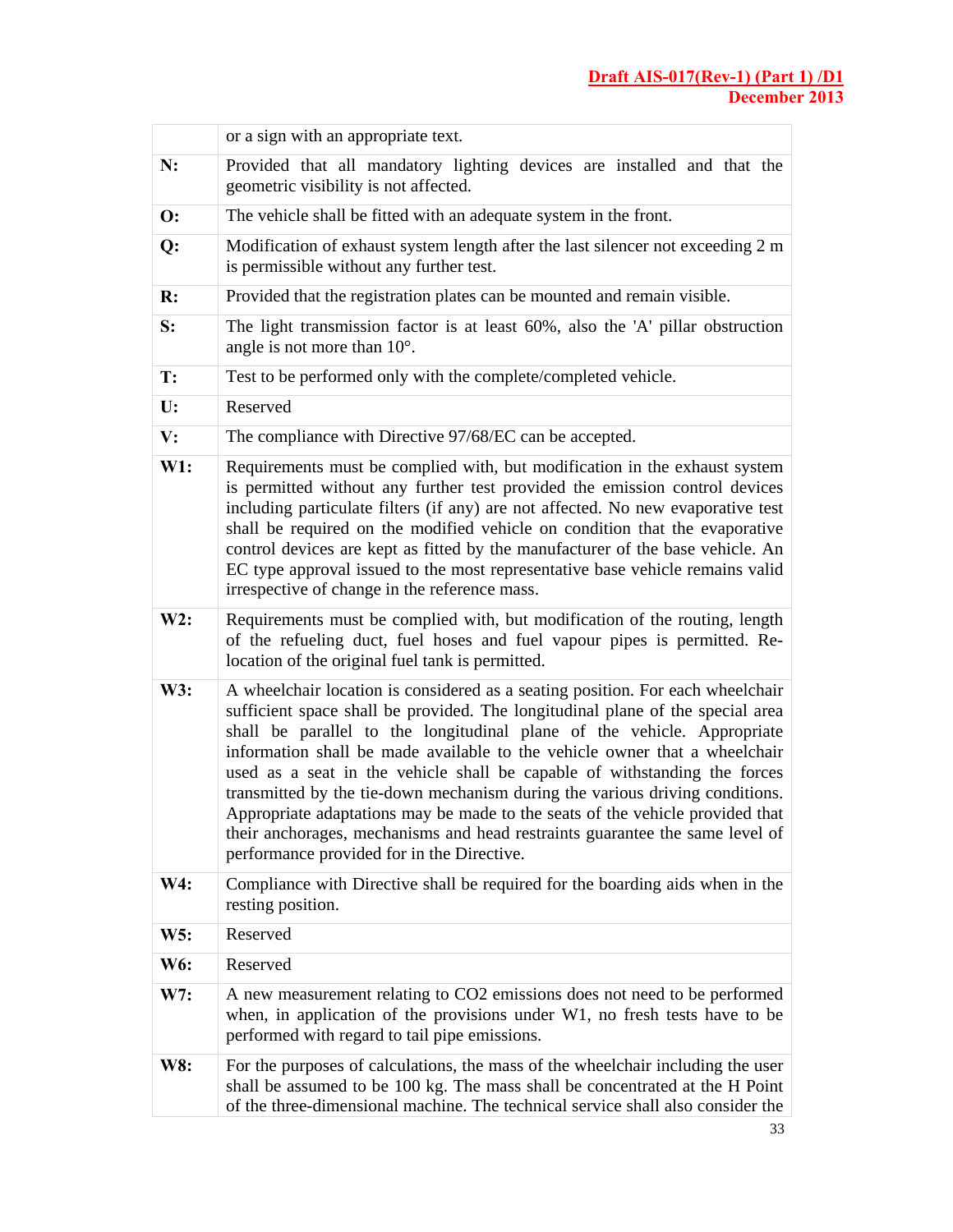| | |
|---|---|
| | or a sign with an appropriate text. |
| **N:** | Provided that all mandatory lighting devices are installed and that the geometric visibility is not affected. |
| **O:** | The vehicle shall be fitted with an adequate system in the front. |
| **Q:** | Modification of exhaust system length after the last silencer not exceeding 2 m is permissible without any further test. |
| **R:** | Provided that the registration plates can be mounted and remain visible. |
| **S:** | The light transmission factor is at least 60%, also the 'A' pillar obstruction angle is not more than 10°. |
| **T:** | Test to be performed only with the complete/completed vehicle. |
| **U:** | Reserved |
| **V:** | The compliance with Directive 97/68/EC can be accepted. |
| **W1:** | Requirements must be complied with, but modification in the exhaust system is permitted without any further test provided the emission control devices including particulate filters (if any) are not affected. No new evaporative test shall be required on the modified vehicle on condition that the evaporative control devices are kept as fitted by the manufacturer of the base vehicle. An EC type approval issued to the most representative base vehicle remains valid irrespective of change in the reference mass. |
| **W2:** | Requirements must be complied with, but modification of the routing, length of the refueling duct, fuel hoses and fuel vapour pipes is permitted. Re-location of the original fuel tank is permitted. |
| **W3:** | A wheelchair location is considered as a seating position. For each wheelchair sufficient space shall be provided. The longitudinal plane of the special area shall be parallel to the longitudinal plane of the vehicle. Appropriate information shall be made available to the vehicle owner that a wheelchair used as a seat in the vehicle shall be capable of withstanding the forces transmitted by the tie-down mechanism during the various driving conditions. Appropriate adaptations may be made to the seats of the vehicle provided that their anchorages, mechanisms and head restraints guarantee the same level of performance provided for in the Directive. |
| **W4:** | Compliance with Directive shall be required for the boarding aids when in the resting position. |
| **W5:** | Reserved |
| **W6:** | Reserved |
| **W7:** | A new measurement relating to $CO_2$ emissions does not need to be performed when, in application of the provisions under W1, no fresh tests have to be performed with regard to tail pipe emissions. |
| **W8:** | For the purposes of calculations, the mass of the wheelchair including the user shall be assumed to be 100 kg. The mass shall be concentrated at the H Point of the three-dimensional machine. The technical service shall also consider the |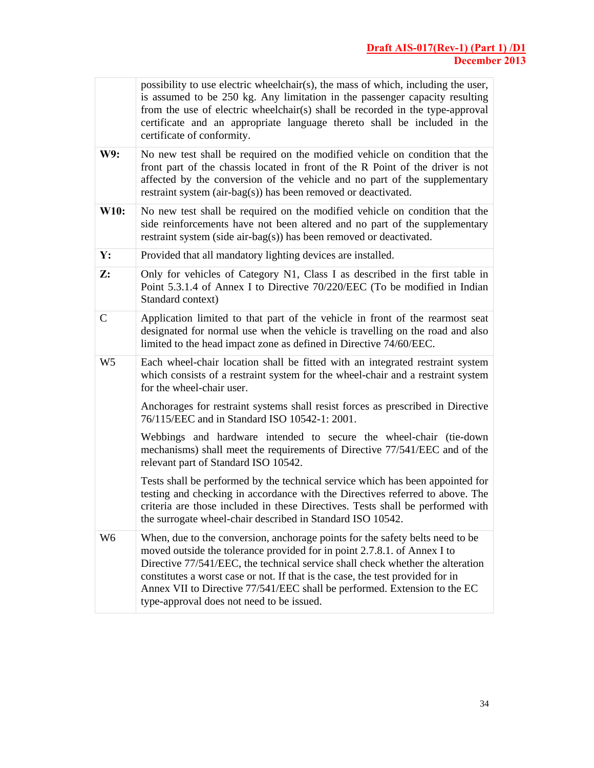| | |
|---|---|
| | possibility to use electric wheelchair(s), the mass of which, including the user, is assumed to be 250 kg. Any limitation in the passenger capacity resulting from the use of electric wheelchair(s) shall be recorded in the type-approval certificate and an appropriate language thereto shall be included in the certificate of conformity. |
| **W9:** | No new test shall be required on the modified vehicle on condition that the front part of the chassis located in front of the R Point of the driver is not affected by the conversion of the vehicle and no part of the supplementary restraint system (air-bag(s)) has been removed or deactivated. |
| **W10:** | No new test shall be required on the modified vehicle on condition that the side reinforcements have not been altered and no part of the supplementary restraint system (side air-bag(s)) has been removed or deactivated. |
| **Y:** | Provided that all mandatory lighting devices are installed. |
| **Z:** | Only for vehicles of Category N1, Class I as described in the first table in Point 5.3.1.4 of Annex I to Directive 70/220/EEC (To be modified in Indian Standard context) |
| C | Application limited to that part of the vehicle in front of the rearmost seat designated for normal use when the vehicle is travelling on the road and also limited to the head impact zone as defined in Directive 74/60/EEC. |
| W5 | Each wheel-chair location shall be fitted with an integrated restraint system which consists of a restraint system for the wheel-chair and a restraint system for the wheel-chair user.<br><br>Anchorages for restraint systems shall resist forces as prescribed in Directive 76/115/EEC and in Standard ISO 10542-1: 2001.<br><br>Webbings and hardware intended to secure the wheel-chair (tie-down mechanisms) shall meet the requirements of Directive 77/541/EEC and of the relevant part of Standard ISO 10542.<br><br>Tests shall be performed by the technical service which has been appointed for testing and checking in accordance with the Directives referred to above. The criteria are those included in these Directives. Tests shall be performed with the surrogate wheel-chair described in Standard ISO 10542. |
| W6 | When, due to the conversion, anchorage points for the safety belts need to be moved outside the tolerance provided for in point 2.7.8.1. of Annex I to Directive 77/541/EEC, the technical service shall check whether the alteration constitutes a worst case or not. If that is the case, the test provided for in Annex VII to Directive 77/541/EEC shall be performed. Extension to the EC type-approval does not need to be issued. |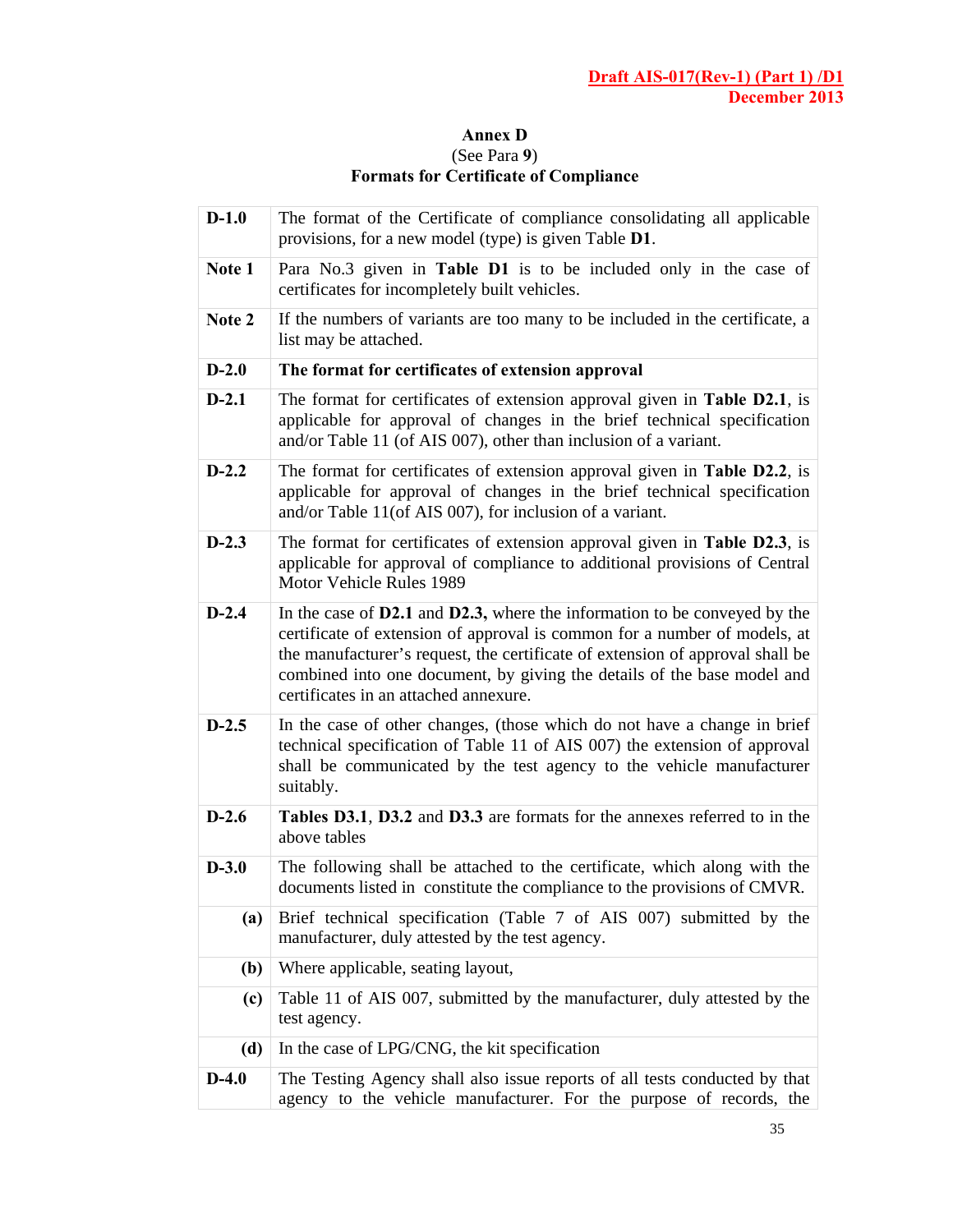## Annex D
(See Para **9**)
**Formats for Certificate of Compliance**

| | |
|---|---|
| **D-1.0** | The format of the Certificate of compliance consolidating all applicable provisions, for a new model (type) is given Table **D1**. |
| **Note 1** | Para No.3 given in **Table D1** is to be included only in the case of certificates for incompletely built vehicles. |
| **Note 2** | If the numbers of variants are too many to be included in the certificate, a list may be attached. |
| **D-2.0** | **The format for certificates of extension approval** |
| **D-2.1** | The format for certificates of extension approval given in **Table D2.1**, is applicable for approval of changes in the brief technical specification and/or Table 11 (of AIS 007), other than inclusion of a variant. |
| **D-2.2** | The format for certificates of extension approval given in **Table D2.2**, is applicable for approval of changes in the brief technical specification and/or Table 11(of AIS 007), for inclusion of a variant. |
| **D-2.3** | The format for certificates of extension approval given in **Table D2.3**, is applicable for approval of compliance to additional provisions of Central Motor Vehicle Rules 1989 |
| **D-2.4** | In the case of **D2.1** and **D2.3,** where the information to be conveyed by the certificate of extension of approval is common for a number of models, at the manufacturer's request, the certificate of extension of approval shall be combined into one document, by giving the details of the base model and certificates in an attached annexure. |
| **D-2.5** | In the case of other changes, (those which do not have a change in brief technical specification of Table 11 of AIS 007) the extension of approval shall be communicated by the test agency to the vehicle manufacturer suitably. |
| **D-2.6** | **Tables D3.1**, **D3.2** and **D3.3** are formats for the annexes referred to in the above tables |
| **D-3.0** | The following shall be attached to the certificate, which along with the documents listed in constitute the compliance to the provisions of CMVR. |
| **(a)** | Brief technical specification (Table 7 of AIS 007) submitted by the manufacturer, duly attested by the test agency. |
| **(b)** | Where applicable, seating layout, |
| **(c)** | Table 11 of AIS 007, submitted by the manufacturer, duly attested by the test agency. |
| **(d)** | In the case of LPG/CNG, the kit specification |
| **D-4.0** | The Testing Agency shall also issue reports of all tests conducted by that agency to the vehicle manufacturer. For the purpose of records, the |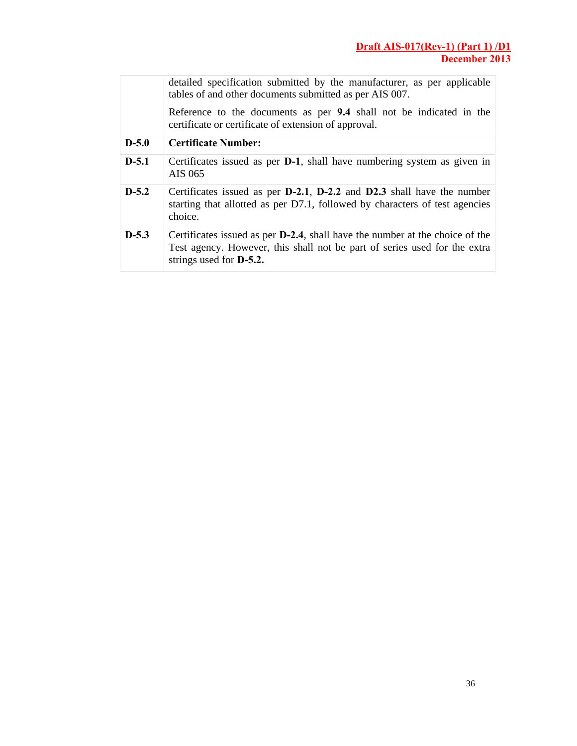| | |
|---|---|
| | detailed specification submitted by the manufacturer, as per applicable tables of and other documents submitted as per AIS 007.<br><br>Reference to the documents as per **9.4** shall not be indicated in the certificate or certificate of extension of approval. |
| **D-5.0** | **Certificate Number:** |
| **D-5.1** | Certificates issued as per **D-1**, shall have numbering system as given in AIS 065 |
| **D-5.2** | Certificates issued as per **D-2.1**, **D-2.2** and **D2.3** shall have the number starting that allotted as per D7.1, followed by characters of test agencies choice. |
| **D-5.3** | Certificates issued as per **D-2.4**, shall have the number at the choice of the Test agency. However, this shall not be part of series used for the extra strings used for **D-5.2.** |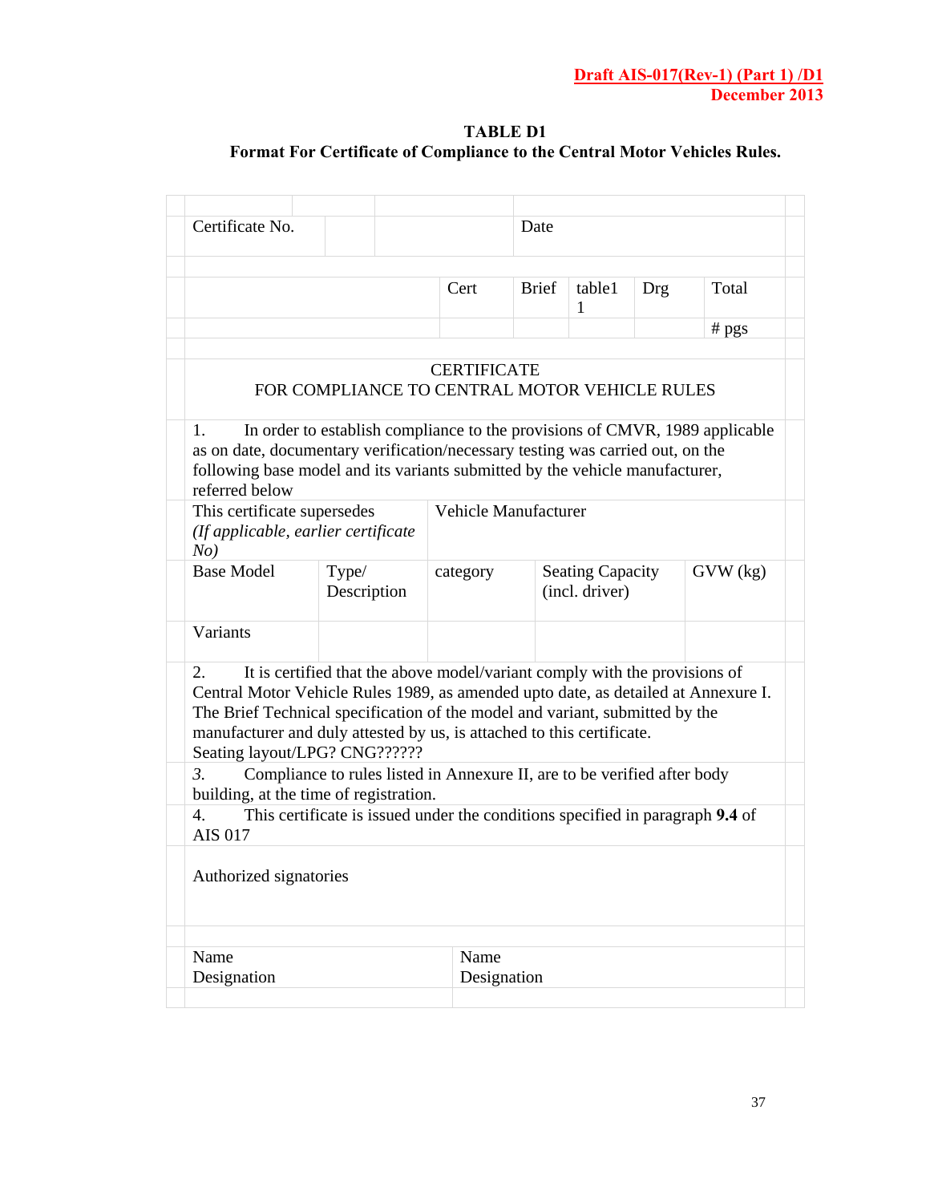**TABLE D1**

**Format For Certificate of Compliance to the Central Motor Vehicles Rules.**

| Certificate No. | | | Date | | | |
|---|---|---|---|---|---|---|
| | | Cert | Brief | table1 1 | Drg | Total # pgs |

CERTIFICATE
FOR COMPLIANCE TO CENTRAL MOTOR VEHICLE RULES

1. In order to establish compliance to the provisions of CMVR, 1989 applicable as on date, documentary verification/necessary testing was carried out, on the following base model and its variants submitted by the vehicle manufacturer, referred below

| This certificate supersedes *(If applicable, earlier certificate No)* | | Vehicle Manufacturer | | |
|---|---|---|---|---|
| Base Model | Type/ Description | category | Seating Capacity (incl. driver) | GVW (kg) |
| Variants | | | | |

2. It is certified that the above model/variant comply with the provisions of Central Motor Vehicle Rules 1989, as amended upto date, as detailed at Annexure I. The Brief Technical specification of the model and variant, submitted by the manufacturer and duly attested by us, is attached to this certificate.
Seating layout/LPG? CNG??????

*3.* Compliance to rules listed in Annexure II, are to be verified after body building, at the time of registration.

4. This certificate is issued under the conditions specified in paragraph **9.4** of AIS 017

Authorized signatories

| Name<br>Designation | Name<br>Designation |
|---|---|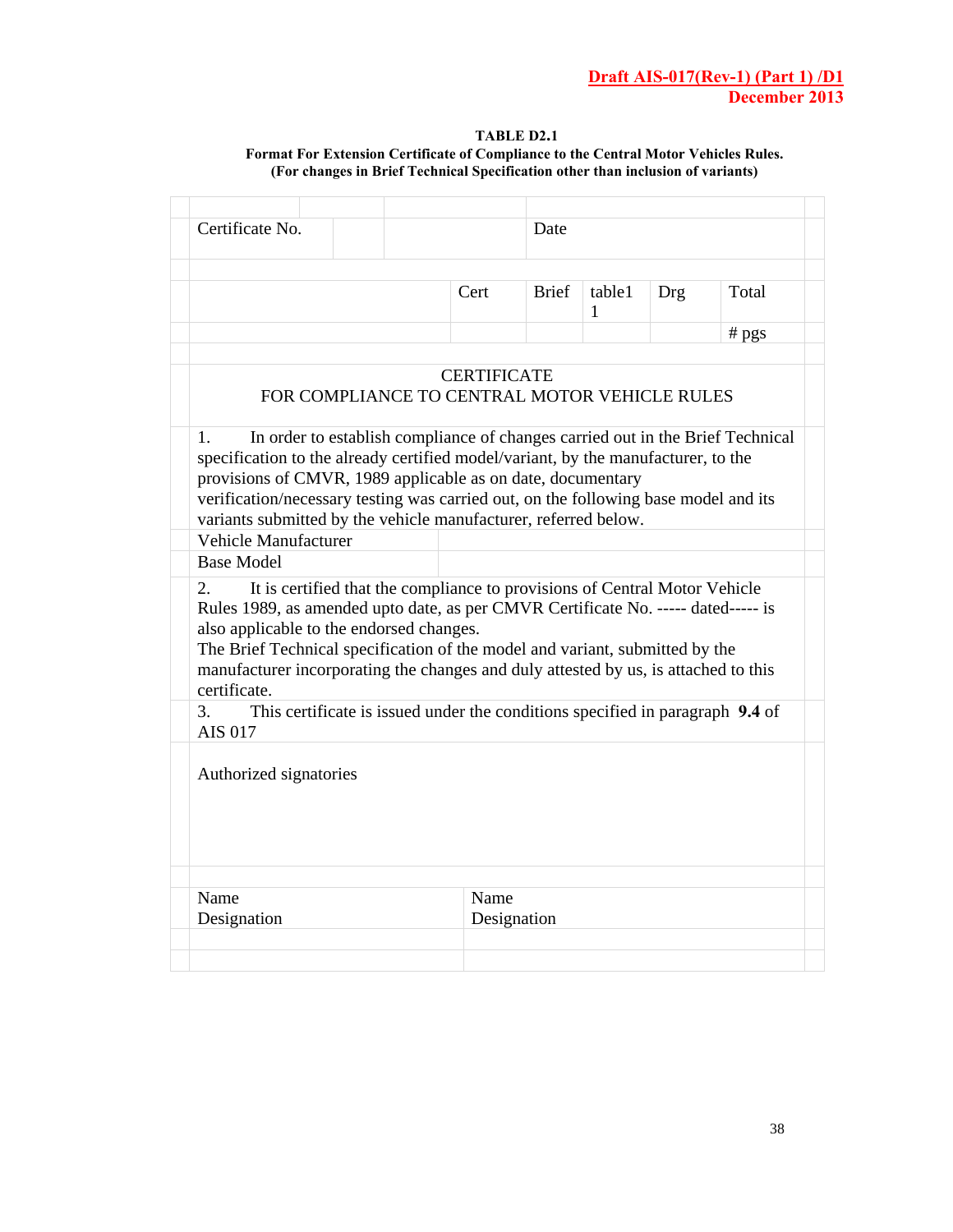**TABLE D2.1**

**Format For Extension Certificate of Compliance to the Central Motor Vehicles Rules.**
**(For changes in Brief Technical Specification other than inclusion of variants)**

| Certificate No. | | Date | | | | |
|---|---|---|---|---|---|---|
| | Cert | Brief | table1 1 | Drg | Total | |
| | | | | | # pgs | |

CERTIFICATE
FOR COMPLIANCE TO CENTRAL MOTOR VEHICLE RULES

1. In order to establish compliance of changes carried out in the Brief Technical specification to the already certified model/variant, by the manufacturer, to the provisions of CMVR, 1989 applicable as on date, documentary verification/necessary testing was carried out, on the following base model and its variants submitted by the vehicle manufacturer, referred below.

| Vehicle Manufacturer | |
|---|---|
| Base Model | |

2. It is certified that the compliance to provisions of Central Motor Vehicle Rules 1989, as amended upto date, as per CMVR Certificate No. ----- dated----- is also applicable to the endorsed changes.
The Brief Technical specification of the model and variant, submitted by the manufacturer incorporating the changes and duly attested by us, is attached to this certificate.

3. This certificate is issued under the conditions specified in paragraph **9.4** of AIS 017

Authorized signatories

| Name<br>Designation | Name<br>Designation |
|---|---|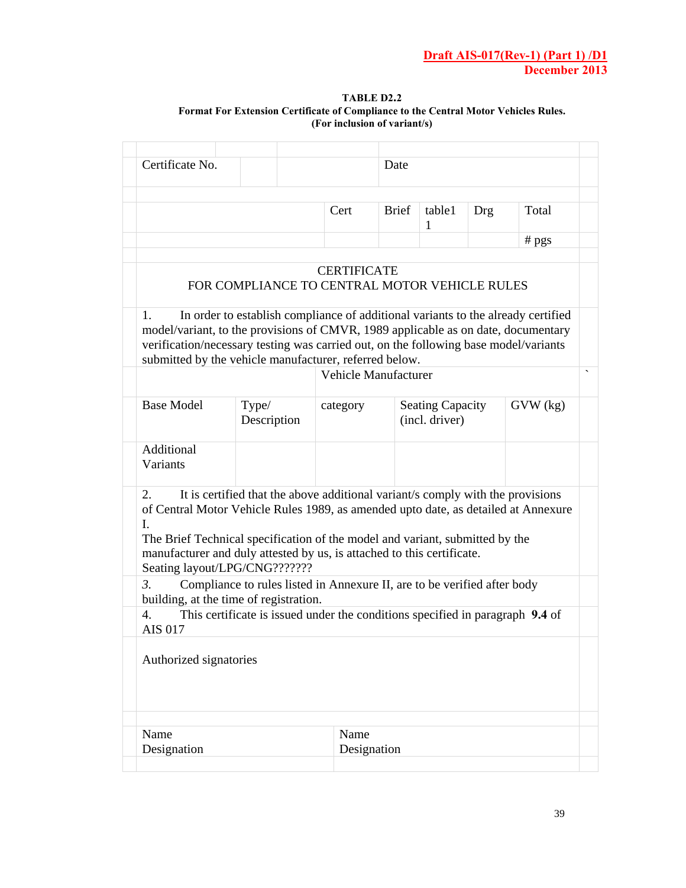**TABLE D2.2**
**Format For Extension Certificate of Compliance to the Central Motor Vehicles Rules.**
**(For inclusion of variant/s)**

| Certificate No. | | | Date | | | |
|---|---|---|---|---|---|---|
| | | Cert | Brief | table1 1 | Drg | Total # pgs |

CERTIFICATE
FOR COMPLIANCE TO CENTRAL MOTOR VEHICLE RULES

1. In order to establish compliance of additional variants to the already certified model/variant, to the provisions of CMVR, 1989 applicable as on date, documentary verification/necessary testing was carried out, on the following base model/variants submitted by the vehicle manufacturer, referred below.

| | | Vehicle Manufacturer | | |
|---|---|---|---|---|
| Base Model | Type/ Description | category | Seating Capacity (incl. driver) | GVW (kg) |
| Additional Variants | | | | |

2. It is certified that the above additional variant/s comply with the provisions of Central Motor Vehicle Rules 1989, as amended upto date, as detailed at Annexure I.
The Brief Technical specification of the model and variant, submitted by the manufacturer and duly attested by us, is attached to this certificate.
Seating layout/LPG/CNG???????

*3.* Compliance to rules listed in Annexure II, are to be verified after body building, at the time of registration.

4. This certificate is issued under the conditions specified in paragraph **9.4** of AIS 017

Authorized signatories

| Name<br>Designation | Name<br>Designation |
|---|---|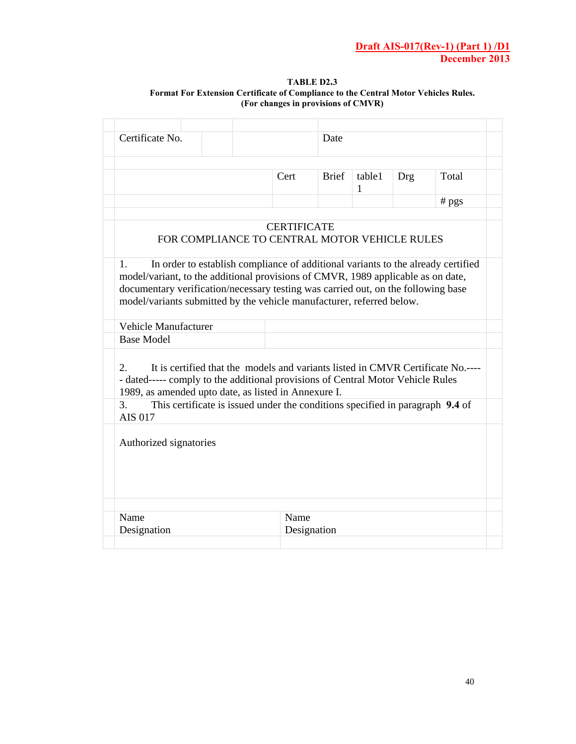**TABLE D2.3**
**Format For Extension Certificate of Compliance to the Central Motor Vehicles Rules.**
**(For changes in provisions of CMVR)**

| Certificate No. | | Date | | | |
|---|---|---|---|---|---|
| | Cert | Brief | table1 1 | Drg | Total |
| | | | | | # pgs |

CERTIFICATE
FOR COMPLIANCE TO CENTRAL MOTOR VEHICLE RULES

1. In order to establish compliance of additional variants to the already certified model/variant, to the additional provisions of CMVR, 1989 applicable as on date, documentary verification/necessary testing was carried out, on the following base model/variants submitted by the vehicle manufacturer, referred below.

| Vehicle Manufacturer | |
|---|---|
| Base Model | |

2. It is certified that the models and variants listed in CMVR Certificate No.----- dated----- comply to the additional provisions of Central Motor Vehicle Rules 1989, as amended upto date, as listed in Annexure I.

3. This certificate is issued under the conditions specified in paragraph **9.4** of AIS 017

Authorized signatories

| Name<br>Designation | Name<br>Designation |
|---|---|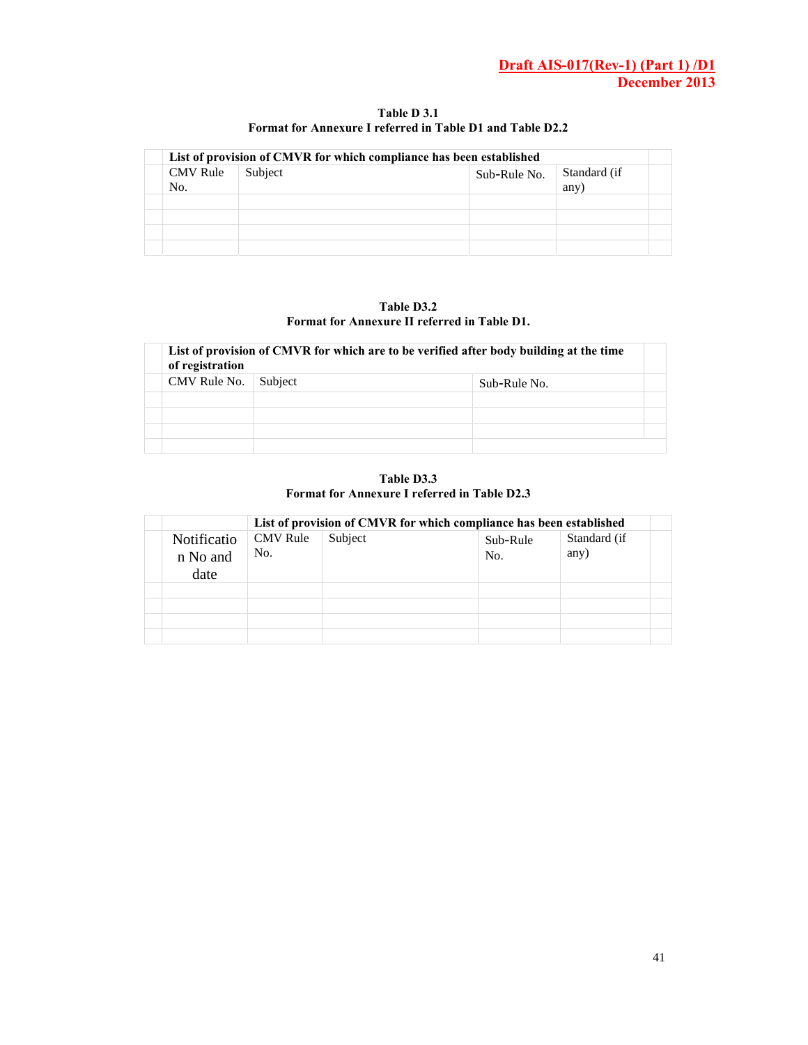**Table D 3.1**
**Format for Annexure I referred in Table D1 and Table D2.2**

| List of provision of CMVR for which compliance has been established | | | |
|---|---|---|---|
| CMV Rule No. | Subject | Sub-Rule No. | Standard (if any) |
| | | | |
| | | | |
| | | | |
| | | | |

**Table D3.2**
**Format for Annexure II referred in Table D1.**

| List of provision of CMVR for which are to be verified after body building at the time of registration | | |
|---|---|---|
| CMV Rule No. | Subject | Sub-Rule No. |
| | | |
| | | |
| | | |
| | | |

**Table D3.3**
**Format for Annexure I referred in Table D2.3**

| | List of provision of CMVR for which compliance has been established | | | |
|---|---|---|---|---|
| Notification No and date | CMV Rule No. | Subject | Sub-Rule No. | Standard (if any) |
| | | | | |
| | | | | |
| | | | | |
| | | | | |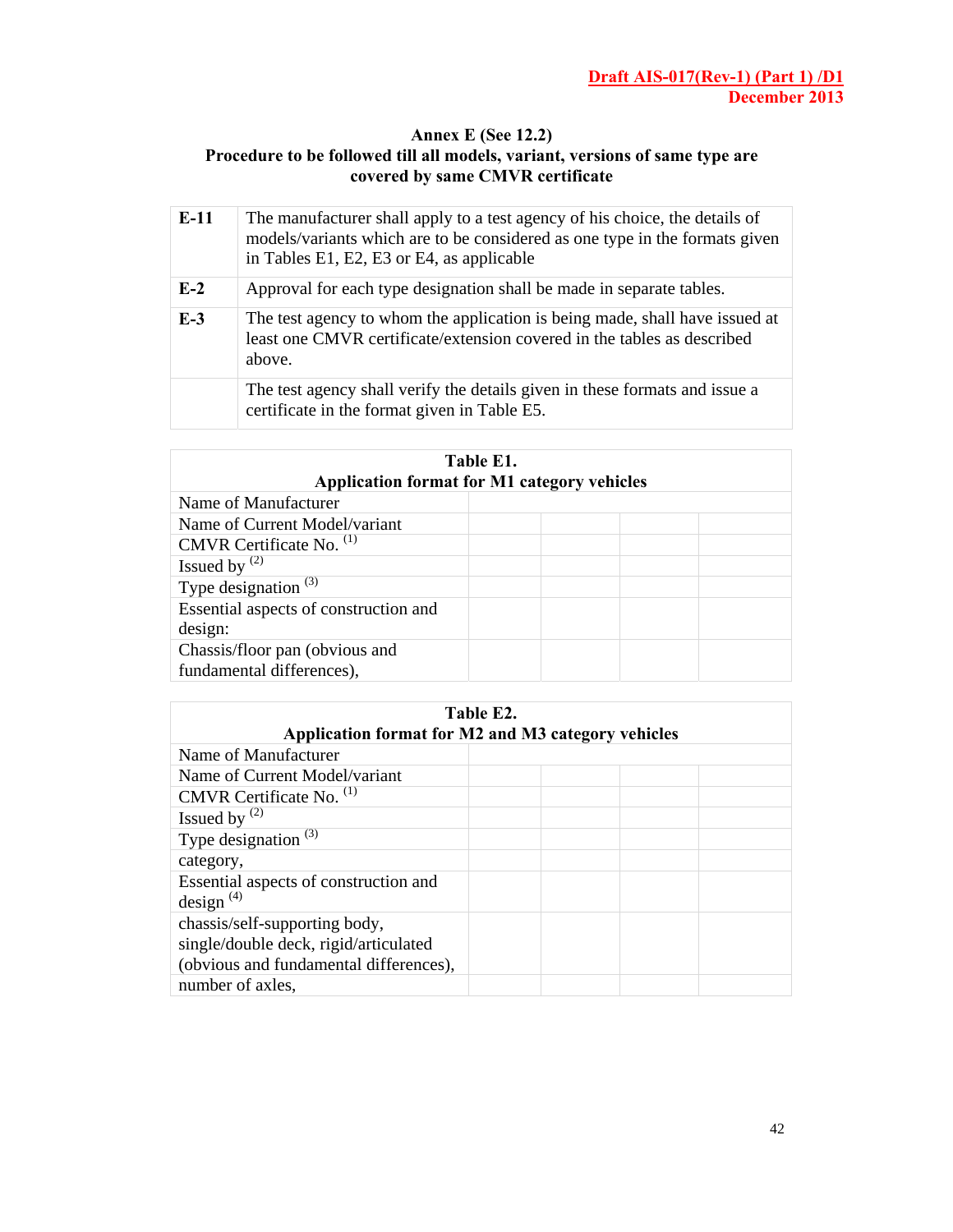## Annex E (See 12.2)

### Procedure to be followed till all models, variant, versions of same type are covered by same CMVR certificate

| | |
|---|---|
| **E-11** | The manufacturer shall apply to a test agency of his choice, the details of models/variants which are to be considered as one type in the formats given in Tables E1, E2, E3 or E4, as applicable |
| **E-2** | Approval for each type designation shall be made in separate tables. |
| **E-3** | The test agency to whom the application is being made, shall have issued at least one CMVR certificate/extension covered in the tables as described above. |
| | The test agency shall verify the details given in these formats and issue a certificate in the format given in Table E5. |

**Table E1.**
**Application format for M1 category vehicles**

| | | | | |
|---|---|---|---|---|
| Name of Manufacturer | | | | |
| Name of Current Model/variant | | | | |
| CMVR Certificate No. (1) | | | | |
| Issued by (2) | | | | |
| Type designation (3) | | | | |
| Essential aspects of construction and design: | | | | |
| Chassis/floor pan (obvious and fundamental differences), | | | | |

**Table E2.**
**Application format for M2 and M3 category vehicles**

| | | | | |
|---|---|---|---|---|
| Name of Manufacturer | | | | |
| Name of Current Model/variant | | | | |
| CMVR Certificate No. (1) | | | | |
| Issued by (2) | | | | |
| Type designation (3) | | | | |
| category, | | | | |
| Essential aspects of construction and design (4) | | | | |
| chassis/self-supporting body, single/double deck, rigid/articulated (obvious and fundamental differences), | | | | |
| number of axles, | | | | |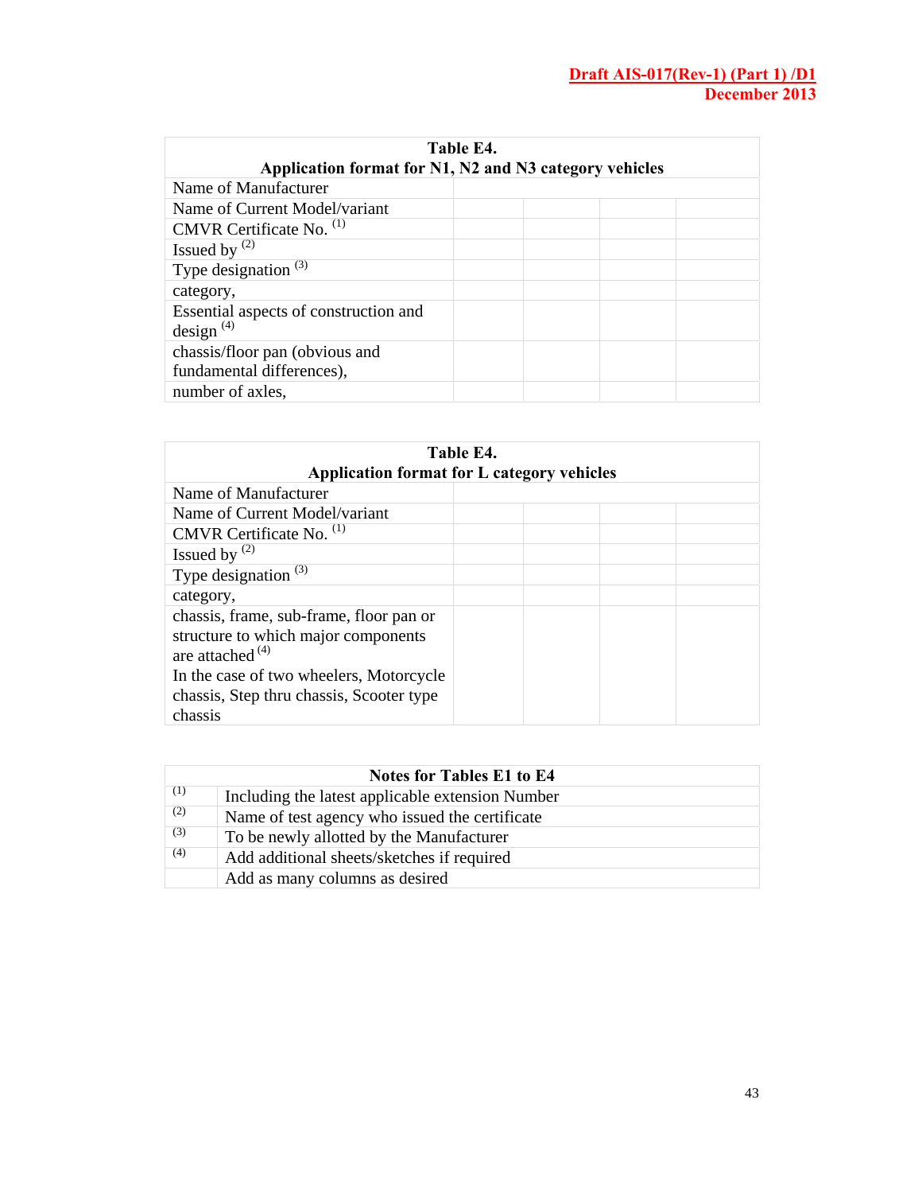| Table E4. Application format for N1, N2 and N3 category vehicles | | | | |
|---|---|---|---|---|
| Name of Manufacturer | | | | |
| Name of Current Model/variant | | | | |
| CMVR Certificate No. [(1)] | | | | |
| Issued by [(2)] | | | | |
| Type designation [(3)] | | | | |
| category, | | | | |
| Essential aspects of construction and design [(4)] | | | | |
| chassis/floor pan (obvious and fundamental differences), | | | | |
| number of axles, | | | | |

| Table E4. Application format for L category vehicles | | | | |
|---|---|---|---|---|
| Name of Manufacturer | | | | |
| Name of Current Model/variant | | | | |
| CMVR Certificate No. [(1)] | | | | |
| Issued by [(2)] | | | | |
| Type designation [(3)] | | | | |
| category, | | | | |
| chassis, frame, sub-frame, floor pan or structure to which major components are attached [(4)] In the case of two wheelers, Motorcycle chassis, Step thru chassis, Scooter type chassis | | | | |

| Notes for Tables E1 to E4 | |
|---|---|
| (1) | Including the latest applicable extension Number |
| (2) | Name of test agency who issued the certificate |
| (3) | To be newly allotted by the Manufacturer |
| (4) | Add additional sheets/sketches if required |
| | Add as many columns as desired |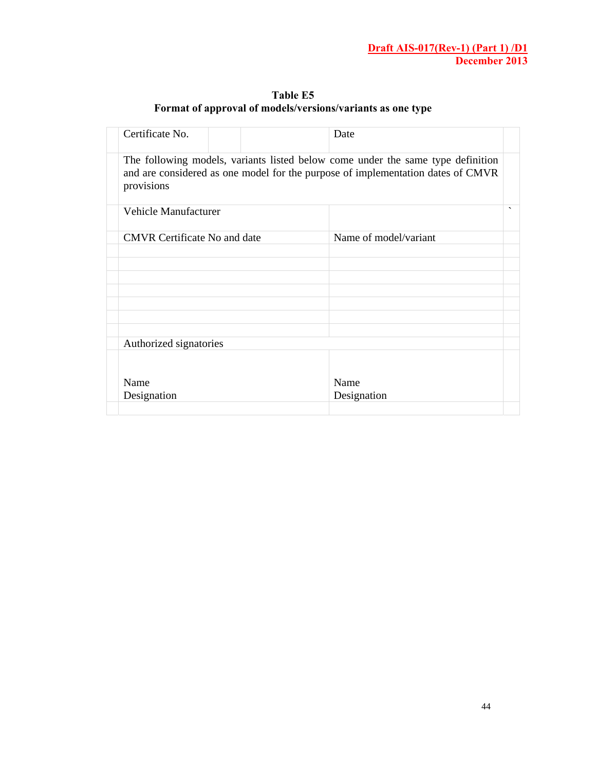**Table E5**
**Format of approval of models/versions/variants as one type**

| | |
|---|---|
| Certificate No. | Date |
| The following models, variants listed below come under the same type definition and are considered as one model for the purpose of implementation dates of CMVR provisions | |
| Vehicle Manufacturer | |
| CMVR Certificate No and date | Name of model/variant |
| | |
| | |
| | |
| | |
| | |
| | |
| | |
| Authorized signatories | |
| Name<br>Designation | Name<br>Designation |
| | |